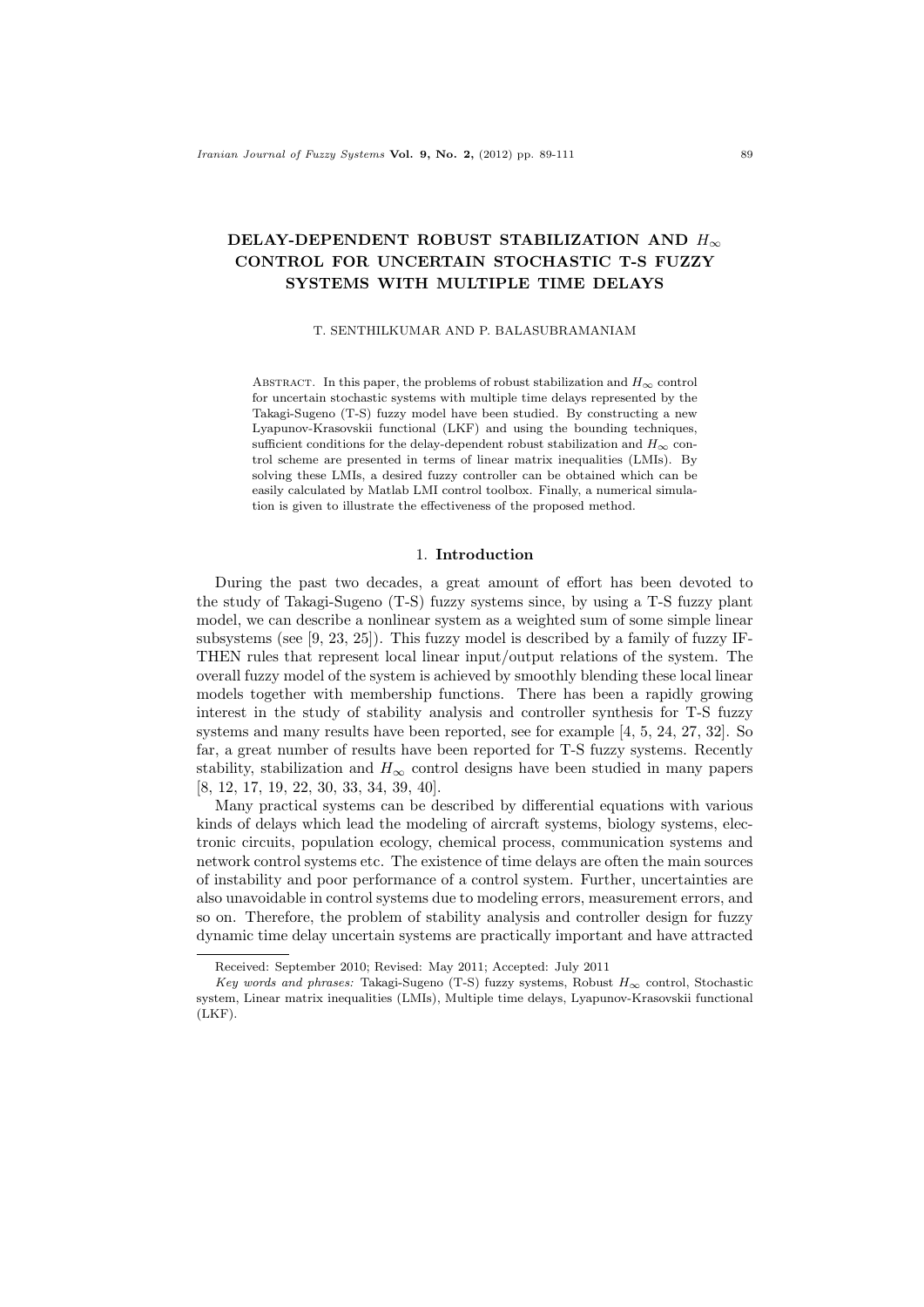# DELAY-DEPENDENT ROBUST STABILIZATION AND $H_\infty$ CONTROL FOR UNCERTAIN STOCHASTIC T-S FUZZY SYSTEMS WITH MULTIPLE TIME DELAYS

T. SENTHILKUMAR AND P. BALASUBRAMANIAM

Abstract. In this paper, the problems of robust stabilization and $H_\infty$ control for uncertain stochastic systems with multiple time delays represented by the Takagi-Sugeno (T-S) fuzzy model have been studied. By constructing a new Lyapunov-Krasovskii functional (LKF) and using the bounding techniques, sufficient conditions for the delay-dependent robust stabilization and $H_\infty$ control scheme are presented in terms of linear matrix inequalities (LMIs). By solving these LMIs, a desired fuzzy controller can be obtained which can be easily calculated by Matlab LMI control toolbox. Finally, a numerical simulation is given to illustrate the effectiveness of the proposed method.

## 1. Introduction

During the past two decades, a great amount of effort has been devoted to the study of Takagi-Sugeno (T-S) fuzzy systems since, by using a T-S fuzzy plant model, we can describe a nonlinear system as a weighted sum of some simple linear subsystems (see [9, 23, 25]). This fuzzy model is described by a family of fuzzy IF-THEN rules that represent local linear input/output relations of the system. The overall fuzzy model of the system is achieved by smoothly blending these local linear models together with membership functions. There has been a rapidly growing interest in the study of stability analysis and controller synthesis for T-S fuzzy systems and many results have been reported, see for example [4, 5, 24, 27, 32]. So far, a great number of results have been reported for T-S fuzzy systems. Recently stability, stabilization and $H_\infty$ control designs have been studied in many papers [8, 12, 17, 19, 22, 30, 33, 34, 39, 40].

Many practical systems can be described by differential equations with various kinds of delays which lead the modeling of aircraft systems, biology systems, electronic circuits, population ecology, chemical process, communication systems and network control systems etc. The existence of time delays are often the main sources of instability and poor performance of a control system. Further, uncertainties are also unavoidable in control systems due to modeling errors, measurement errors, and so on. Therefore, the problem of stability analysis and controller design for fuzzy dynamic time delay uncertain systems are practically important and have attracted

---

Received: September 2010; Revised: May 2011; Accepted: July 2011

*Key words and phrases:* Takagi-Sugeno (T-S) fuzzy systems, Robust $H_\infty$ control, Stochastic system, Linear matrix inequalities (LMIs), Multiple time delays, Lyapunov-Krasovskii functional (LKF).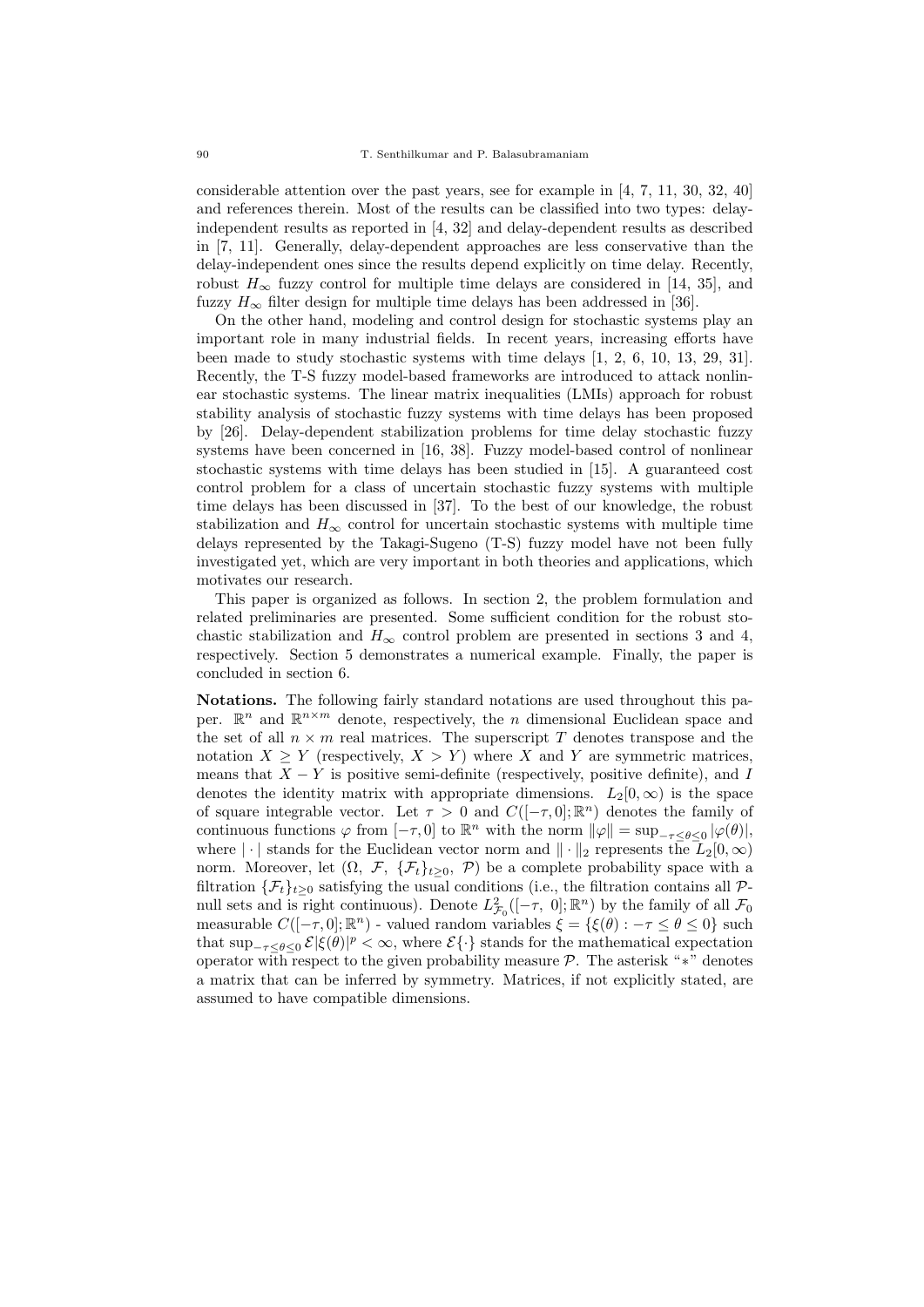considerable attention over the past years, see for example in [4, 7, 11, 30, 32, 40] and references therein. Most of the results can be classified into two types: delay-independent results as reported in [4, 32] and delay-dependent results as described in [7, 11]. Generally, delay-dependent approaches are less conservative than the delay-independent ones since the results depend explicitly on time delay. Recently, robust $H_\infty$ fuzzy control for multiple time delays are considered in [14, 35], and fuzzy $H_\infty$ filter design for multiple time delays has been addressed in [36].

On the other hand, modeling and control design for stochastic systems play an important role in many industrial fields. In recent years, increasing efforts have been made to study stochastic systems with time delays [1, 2, 6, 10, 13, 29, 31]. Recently, the T-S fuzzy model-based frameworks are introduced to attack nonlinear stochastic systems. The linear matrix inequalities (LMIs) approach for robust stability analysis of stochastic fuzzy systems with time delays has been proposed by [26]. Delay-dependent stabilization problems for time delay stochastic fuzzy systems have been concerned in [16, 38]. Fuzzy model-based control of nonlinear stochastic systems with time delays has been studied in [15]. A guaranteed cost control problem for a class of uncertain stochastic fuzzy systems with multiple time delays has been discussed in [37]. To the best of our knowledge, the robust stabilization and $H_\infty$ control for uncertain stochastic systems with multiple time delays represented by the Takagi-Sugeno (T-S) fuzzy model have not been fully investigated yet, which are very important in both theories and applications, which motivates our research.

This paper is organized as follows. In section 2, the problem formulation and related preliminaries are presented. Some sufficient condition for the robust stochastic stabilization and $H_\infty$ control problem are presented in sections 3 and 4, respectively. Section 5 demonstrates a numerical example. Finally, the paper is concluded in section 6.

**Notations.** The following fairly standard notations are used throughout this paper. $\mathbb{R}^n$ and $\mathbb{R}^{n\times m}$ denote, respectively, the $n$ dimensional Euclidean space and the set of all $n \times m$ real matrices. The superscript $T$ denotes transpose and the notation $X \geq Y$ (respectively, $X > Y$) where $X$ and $Y$ are symmetric matrices, means that $X - Y$ is positive semi-definite (respectively, positive definite), and $I$ denotes the identity matrix with appropriate dimensions. $L_2[0,\infty)$ is the space of square integrable vector. Let $\tau > 0$ and $C([-\tau, 0]; \mathbb{R}^n)$ denotes the family of continuous functions $\varphi$ from $[-\tau, 0]$ to $\mathbb{R}^n$ with the norm $\|\varphi\| = \sup_{-\tau\leq\theta\leq 0} |\varphi(\theta)|$, where $|\cdot|$ stands for the Euclidean vector norm and $\|\cdot\|_2$ represents the $L_2[0,\infty)$ norm. Moreover, let $(\Omega,\ \mathcal{F},\ \{\mathcal{F}_t\}_{t\geq 0},\ \mathcal{P})$ be a complete probability space with a filtration $\{\mathcal{F}_t\}_{t\geq 0}$ satisfying the usual conditions (i.e., the filtration contains all $\mathcal{P}$-null sets and is right continuous). Denote $L^2_{\mathcal{F}_0}([-\tau,\ 0]; \mathbb{R}^n)$ by the family of all $\mathcal{F}_0$ measurable $C([-\tau, 0]; \mathbb{R}^n)$ - valued random variables $\xi = \{\xi(\theta) : -\tau \leq \theta \leq 0\}$ such that $\sup_{-\tau\leq\theta\leq 0} \mathcal{E}|\xi(\theta)|^p < \infty$, where $\mathcal{E}\{\cdot\}$ stands for the mathematical expectation operator with respect to the given probability measure $\mathcal{P}$. The asterisk "$*$" denotes a matrix that can be inferred by symmetry. Matrices, if not explicitly stated, are assumed to have compatible dimensions.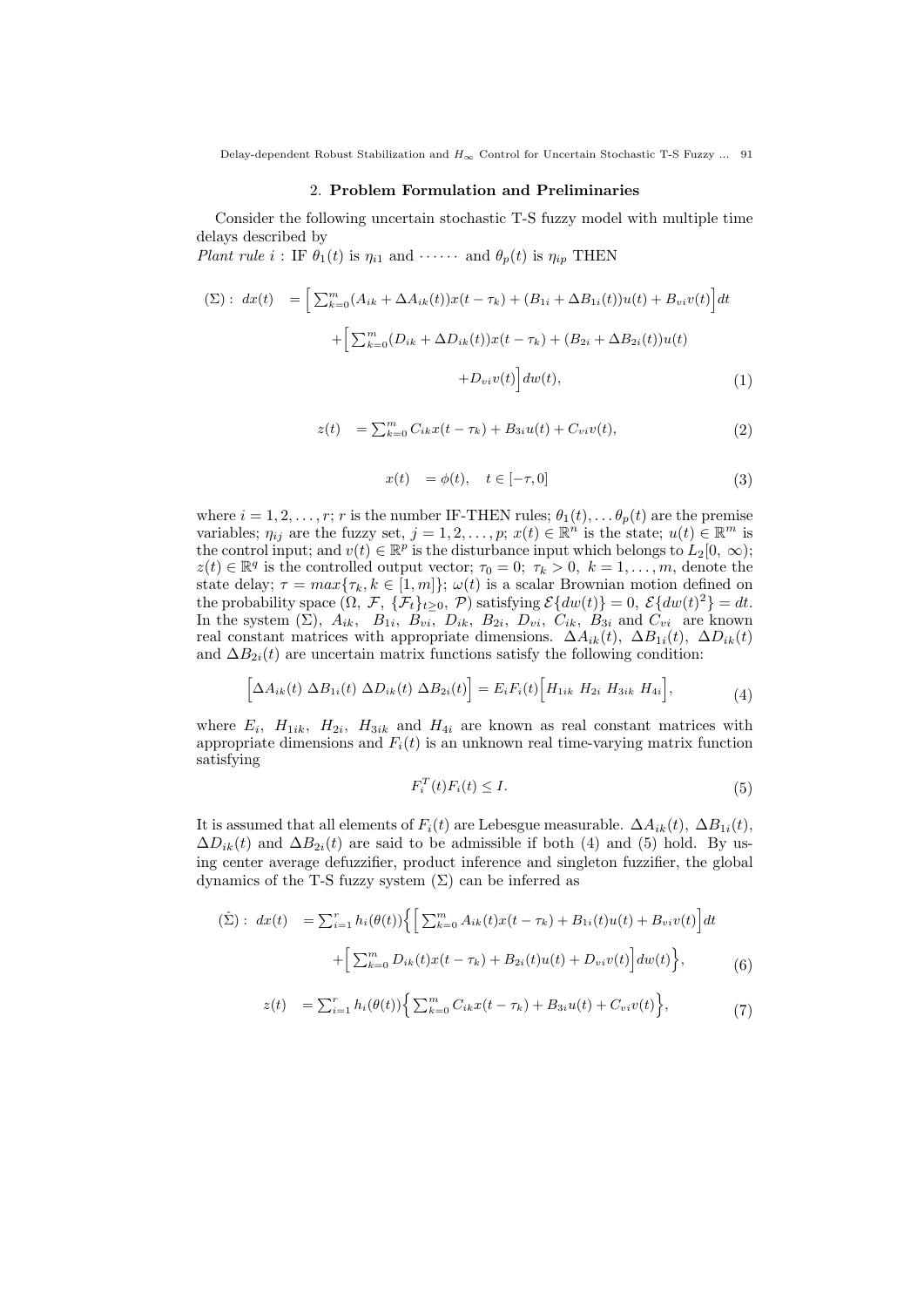## 2. **Problem Formulation and Preliminaries**

Consider the following uncertain stochastic T-S fuzzy model with multiple time delays described by

*Plant rule* $i$ : IF $\theta_1(t)$ is $\eta_{i1}$ and $\cdots\cdots$ and $\theta_p(t)$ is $\eta_{ip}$ THEN

$$
\begin{aligned}
(\Sigma):\ dx(t) &= \Big[\sum_{k=0}^{m}(A_{ik}+\Delta A_{ik}(t))x(t-\tau_k)+(B_{1i}+\Delta B_{1i}(t))u(t)+B_{vi}v(t)\Big]dt \\
&\quad +\Big[\sum_{k=0}^{m}(D_{ik}+\Delta D_{ik}(t))x(t-\tau_k)+(B_{2i}+\Delta B_{2i}(t))u(t) \\
&\quad +D_{vi}v(t)\Big]dw(t), \qquad (1)
\end{aligned}
$$

$$
z(t) = \sum_{k=0}^{m} C_{ik}x(t-\tau_k)+B_{3i}u(t)+C_{vi}v(t), \qquad (2)
$$

$$
x(t) = \phi(t), \quad t\in[-\tau,0] \qquad (3)
$$

where $i=1,2,\ldots,r$; $r$ is the number IF-THEN rules; $\theta_1(t),\ldots\theta_p(t)$ are the premise variables; $\eta_{ij}$ are the fuzzy set, $j=1,2,\ldots,p$; $x(t)\in\mathbb{R}^n$ is the state; $u(t)\in\mathbb{R}^m$ is the control input; and $v(t)\in\mathbb{R}^p$ is the disturbance input which belongs to $L_2[0,\ \infty)$; $z(t)\in\mathbb{R}^q$ is the controlled output vector; $\tau_0=0$; $\tau_k>0,\ k=1,\ldots,m$, denote the state delay; $\tau=max\{\tau_k, k\in[1,m]\}$; $\omega(t)$ is a scalar Brownian motion defined on the probability space $(\Omega,\ \mathcal{F},\ \{\mathcal{F}_t\}_{t\geq 0},\ \mathcal{P})$ satisfying $\mathcal{E}\{dw(t)\}=0,\ \mathcal{E}\{dw(t)^2\}=dt$. In the system $(\Sigma)$, $A_{ik}$, $B_{1i}$, $B_{vi}$, $D_{ik}$, $B_{2i}$, $D_{vi}$, $C_{ik}$, $B_{3i}$ and $C_{vi}$ are known real constant matrices with appropriate dimensions. $\Delta A_{ik}(t)$, $\Delta B_{1i}(t)$, $\Delta D_{ik}(t)$ and $\Delta B_{2i}(t)$ are uncertain matrix functions satisfy the following condition:

$$
\Big[\Delta A_{ik}(t)\ \Delta B_{1i}(t)\ \Delta D_{ik}(t)\ \Delta B_{2i}(t)\Big] = E_iF_i(t)\Big[H_{1ik}\ H_{2i}\ H_{3ik}\ H_{4i}\Big], \qquad (4)
$$

where $E_i$, $H_{1ik}$, $H_{2i}$, $H_{3ik}$ and $H_{4i}$ are known as real constant matrices with appropriate dimensions and $F_i(t)$ is an unknown real time-varying matrix function satisfying

$$
F_i^T(t)F_i(t)\leq I. \qquad (5)
$$

It is assumed that all elements of $F_i(t)$ are Lebesgue measurable. $\Delta A_{ik}(t)$, $\Delta B_{1i}(t)$, $\Delta D_{ik}(t)$ and $\Delta B_{2i}(t)$ are said to be admissible if both (4) and (5) hold. By using center average defuzzifier, product inference and singleton fuzzifier, the global dynamics of the T-S fuzzy system $(\Sigma)$ can be inferred as

$$
\begin{aligned}
(\hat{\Sigma}):\ dx(t) &= \sum_{i=1}^{r} h_i(\theta(t))\Big\{\Big[\sum_{k=0}^{m}A_{ik}(t)x(t-\tau_k)+B_{1i}(t)u(t)+B_{vi}v(t)\Big]dt \\
&\quad +\Big[\sum_{k=0}^{m}D_{ik}(t)x(t-\tau_k)+B_{2i}(t)u(t)+D_{vi}v(t)\Big]dw(t)\Big\}, \qquad (6)
\end{aligned}
$$

$$
z(t) = \sum_{i=1}^{r} h_i(\theta(t))\Big\{\sum_{k=0}^{m}C_{ik}x(t-\tau_k)+B_{3i}u(t)+C_{vi}v(t)\Big\}, \qquad (7)
$$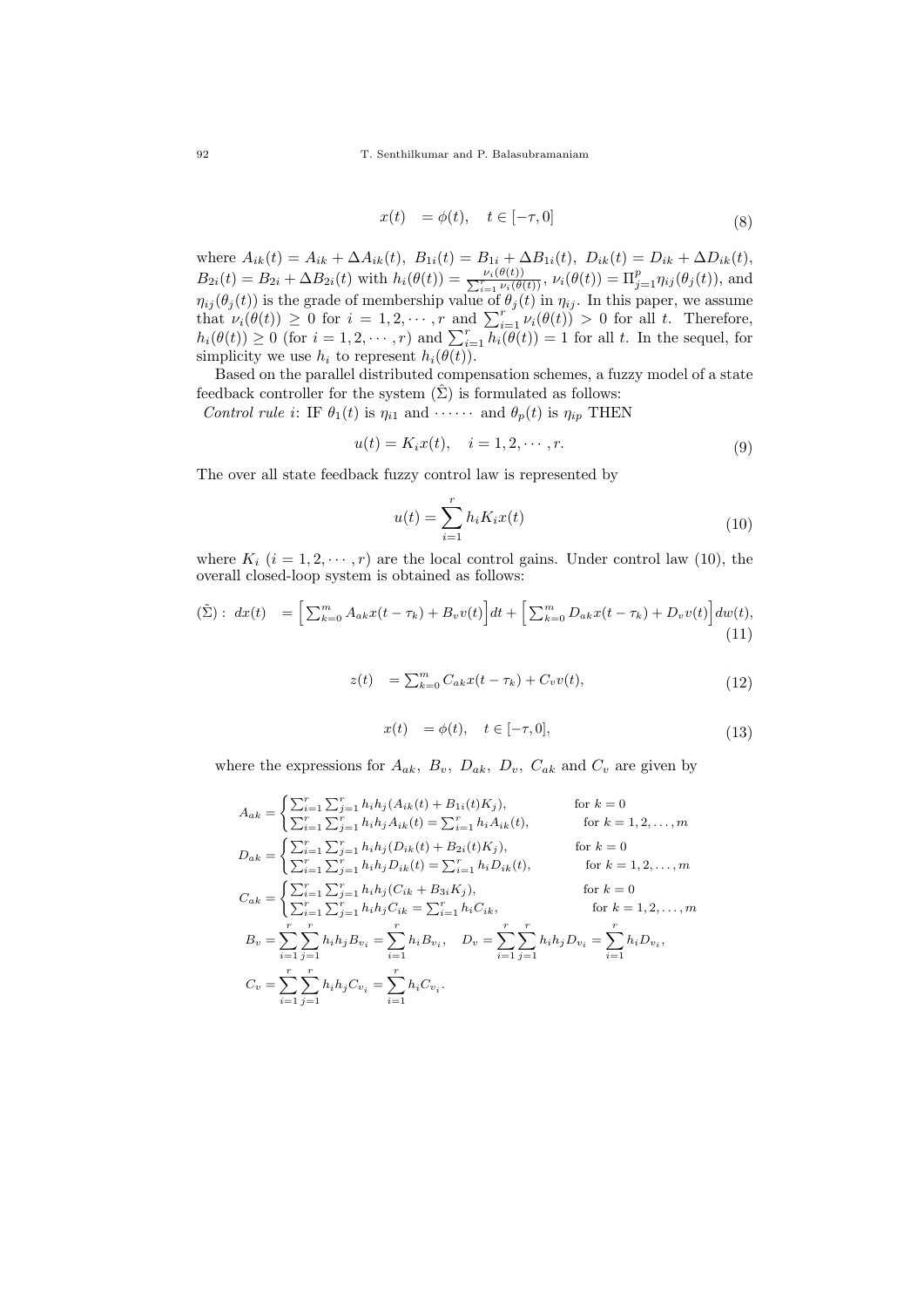$$x(t) \quad = \phi(t), \quad t \in [-\tau, 0] \tag{8}$$

where $A_{ik}(t) = A_{ik} + \Delta A_{ik}(t)$, $B_{1i}(t) = B_{1i} + \Delta B_{1i}(t)$, $D_{ik}(t) = D_{ik} + \Delta D_{ik}(t)$, $B_{2i}(t) = B_{2i} + \Delta B_{2i}(t)$ with $h_i(\theta(t)) = \frac{\nu_i(\theta(t))}{\sum_{i=1}^{r} \nu_i(\theta(t))}$, $\nu_i(\theta(t)) = \Pi_{j=1}^{p} \eta_{ij}(\theta_j(t))$, and $\eta_{ij}(\theta_j(t))$ is the grade of membership value of $\theta_j(t)$ in $\eta_{ij}$. In this paper, we assume that $\nu_i(\theta(t)) \geq 0$ for $i = 1, 2, \cdots, r$ and $\sum_{i=1}^{r} \nu_i(\theta(t)) > 0$ for all $t$. Therefore, $h_i(\theta(t)) \geq 0$ (for $i = 1, 2, \cdots, r$) and $\sum_{i=1}^{r} h_i(\theta(t)) = 1$ for all $t$. In the sequel, for simplicity we use $h_i$ to represent $h_i(\theta(t))$.

Based on the parallel distributed compensation schemes, a fuzzy model of a state feedback controller for the system $(\hat{\Sigma})$ is formulated as follows:

*Control rule i*: IF $\theta_1(t)$ is $\eta_{i1}$ and $\cdots\cdots$ and $\theta_p(t)$ is $\eta_{ip}$ THEN

$$u(t) = K_i x(t), \quad i = 1, 2, \cdots, r. \tag{9}$$

The over all state feedback fuzzy control law is represented by

$$u(t) = \sum_{i=1}^{r} h_i K_i x(t) \tag{10}$$

where $K_i$ $(i = 1, 2, \cdots, r)$ are the local control gains. Under control law (10), the overall closed-loop system is obtained as follows:

$$(\tilde{\Sigma}): \; dx(t) \quad = \Big[ \textstyle\sum_{k=0}^{m} A_{ak} x(t - \tau_k) + B_v v(t) \Big] dt + \Big[ \textstyle\sum_{k=0}^{m} D_{ak} x(t - \tau_k) + D_v v(t) \Big] dw(t), \tag{11}$$

$$z(t) \quad = \textstyle\sum_{k=0}^{m} C_{ak} x(t - \tau_k) + C_v v(t), \tag{12}$$

$$x(t) \quad = \phi(t), \quad t \in [-\tau, 0], \tag{13}$$

where the expressions for $A_{ak}$, $B_v$, $D_{ak}$, $D_v$, $C_{ak}$ and $C_v$ are given by

$$A_{ak} = \begin{cases} \sum_{i=1}^{r} \sum_{j=1}^{r} h_i h_j (A_{ik}(t) + B_{1i}(t) K_j), & \text{for } k = 0 \\ \sum_{i=1}^{r} \sum_{j=1}^{r} h_i h_j A_{ik}(t) = \sum_{i=1}^{r} h_i A_{ik}(t), & \text{for } k = 1, 2, \ldots, m \end{cases}$$

$$D_{ak} = \begin{cases} \sum_{i=1}^{r} \sum_{j=1}^{r} h_i h_j (D_{ik}(t) + B_{2i}(t) K_j), & \text{for } k = 0 \\ \sum_{i=1}^{r} \sum_{j=1}^{r} h_i h_j D_{ik}(t) = \sum_{i=1}^{r} h_i D_{ik}(t), & \text{for } k = 1, 2, \ldots, m \end{cases}$$

$$C_{ak} = \begin{cases} \sum_{i=1}^{r} \sum_{j=1}^{r} h_i h_j (C_{ik} + B_{3i} K_j), & \text{for } k = 0 \\ \sum_{i=1}^{r} \sum_{j=1}^{r} h_i h_j C_{ik} = \sum_{i=1}^{r} h_i C_{ik}, & \text{for } k = 1, 2, \ldots, m \end{cases}$$

$$B_v = \sum_{i=1}^{r} \sum_{j=1}^{r} h_i h_j B_{v_i} = \sum_{i=1}^{r} h_i B_{v_i}, \quad D_v = \sum_{i=1}^{r} \sum_{j=1}^{r} h_i h_j D_{v_i} = \sum_{i=1}^{r} h_i D_{v_i},$$

$$C_v = \sum_{i=1}^{r} \sum_{j=1}^{r} h_i h_j C_{v_i} = \sum_{i=1}^{r} h_i C_{v_i}.$$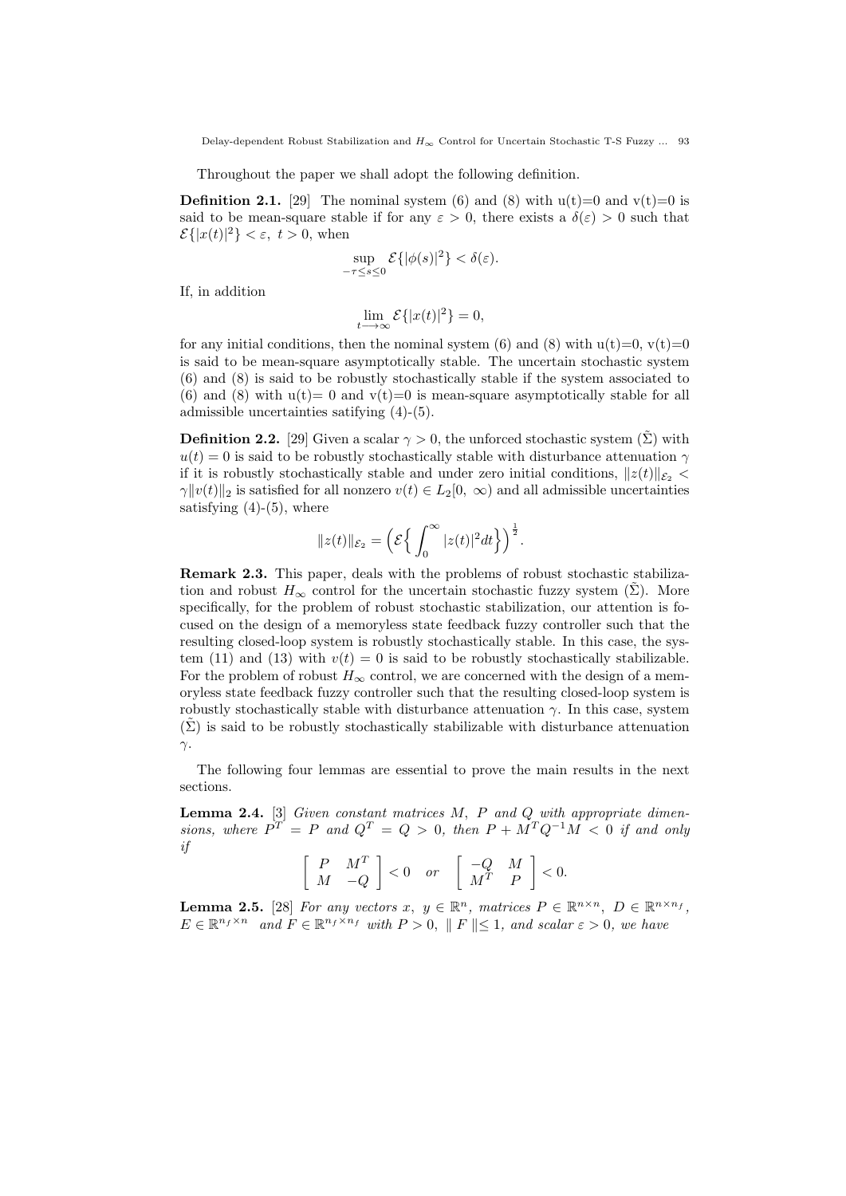Throughout the paper we shall adopt the following definition.

**Definition 2.1.** [29] The nominal system (6) and (8) with u(t)=0 and v(t)=0 is said to be mean-square stable if for any $\varepsilon > 0$, there exists a $\delta(\varepsilon) > 0$ such that $\mathcal{E}\{|x(t)|^2\} < \varepsilon,\ t > 0$, when

$$\sup_{-\tau \leq s \leq 0} \mathcal{E}\{|\phi(s)|^2\} < \delta(\varepsilon).$$

If, in addition

$$\lim_{t \longrightarrow \infty} \mathcal{E}\{|x(t)|^2\} = 0,$$

for any initial conditions, then the nominal system (6) and (8) with u(t)=0, v(t)=0 is said to be mean-square asymptotically stable. The uncertain stochastic system (6) and (8) is said to be robustly stochastically stable if the system associated to (6) and (8) with u(t)= 0 and v(t)=0 is mean-square asymptotically stable for all admissible uncertainties satisfying (4)-(5).

**Definition 2.2.** [29] Given a scalar $\gamma > 0$, the unforced stochastic system $(\tilde{\Sigma})$ with $u(t) = 0$ is said to be robustly stochastically stable with disturbance attenuation $\gamma$ if it is robustly stochastically stable and under zero initial conditions, $\|z(t)\|_{\mathcal{E}_2} < \gamma \|v(t)\|_2$ is satisfied for all nonzero $v(t) \in L_2[0,\ \infty)$ and all admissible uncertainties satisfying (4)-(5), where

$$\|z(t)\|_{\mathcal{E}_2} = \Big(\mathcal{E}\Big\{\int_0^\infty |z(t)|^2 dt\Big\}\Big)^{\frac{1}{2}}.$$

**Remark 2.3.** This paper, deals with the problems of robust stochastic stabilization and robust $H_\infty$ control for the uncertain stochastic fuzzy system $(\tilde{\Sigma})$. More specifically, for the problem of robust stochastic stabilization, our attention is focused on the design of a memoryless state feedback fuzzy controller such that the resulting closed-loop system is robustly stochastically stable. In this case, the system (11) and (13) with $v(t) = 0$ is said to be robustly stochastically stabilizable. For the problem of robust $H_\infty$ control, we are concerned with the design of a memoryless state feedback fuzzy controller such that the resulting closed-loop system is robustly stochastically stable with disturbance attenuation $\gamma$. In this case, system $(\tilde{\Sigma})$ is said to be robustly stochastically stabilizable with disturbance attenuation $\gamma$.

The following four lemmas are essential to prove the main results in the next sections.

**Lemma 2.4.** [3] *Given constant matrices $M$, $P$ and $Q$ with appropriate dimensions, where $P^T = P$ and $Q^T = Q > 0$, then $P + M^T Q^{-1} M < 0$ if and only if*

$$\begin{bmatrix} P & M^T \\ M & -Q \end{bmatrix} < 0 \quad or \quad \begin{bmatrix} -Q & M \\ M^T & P \end{bmatrix} < 0.$$

**Lemma 2.5.** [28] *For any vectors $x,\ y \in \mathbb{R}^n$, matrices $P \in \mathbb{R}^{n\times n},\ D \in \mathbb{R}^{n\times n_f}$, $E \in \mathbb{R}^{n_f \times n}$ and $F \in \mathbb{R}^{n_f \times n_f}$ with $P > 0,\ \| F \| \leq 1$, and scalar $\varepsilon > 0$, we have*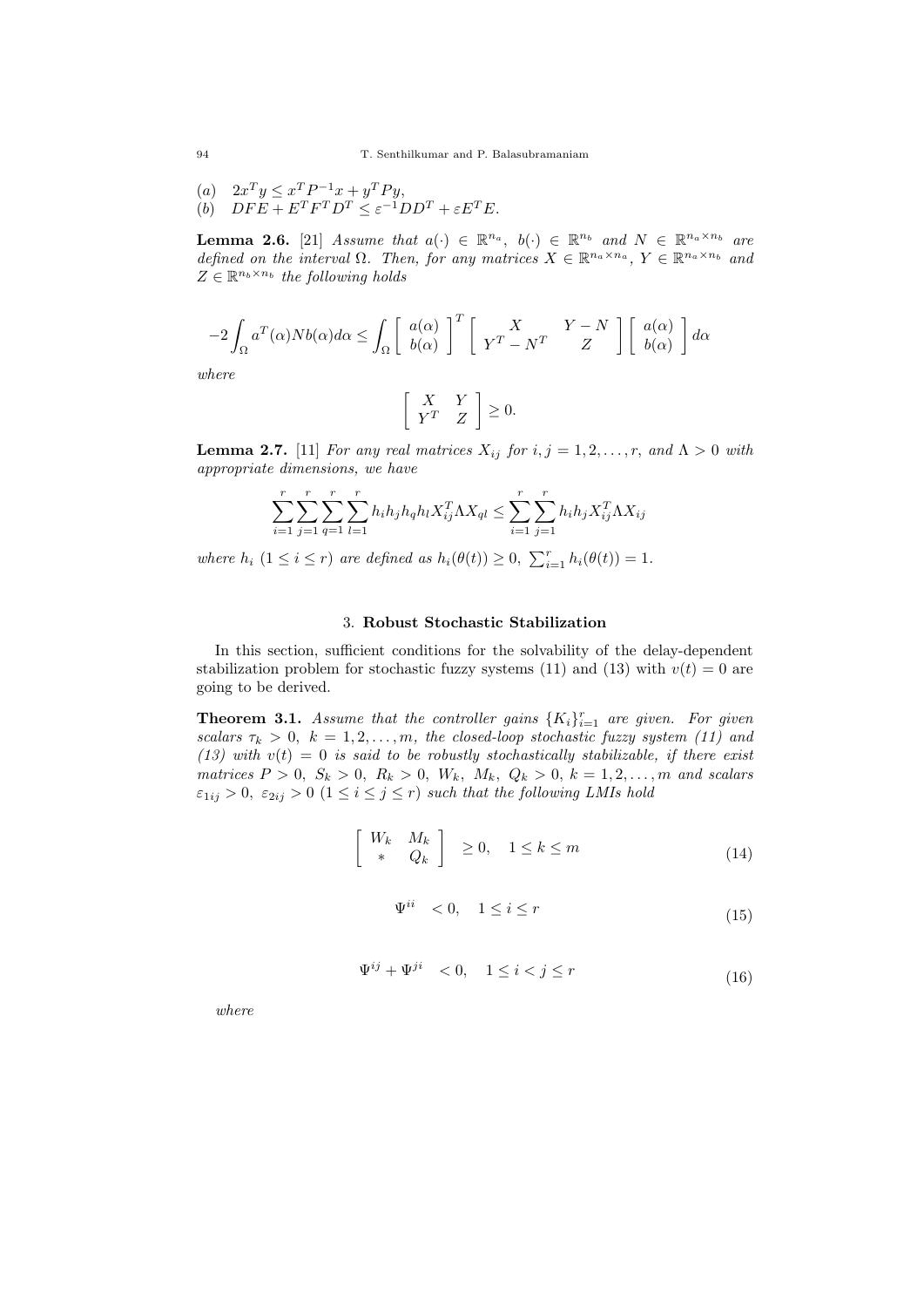(a) $\quad 2x^T y \leq x^T P^{-1} x + y^T P y,$
(b) $\quad DFE + E^T F^T D^T \leq \varepsilon^{-1} DD^T + \varepsilon E^T E.$

**Lemma 2.6.** [21] *Assume that $a(\cdot) \in \mathbb{R}^{n_a}$, $b(\cdot) \in \mathbb{R}^{n_b}$ and $N \in \mathbb{R}^{n_a \times n_b}$ are defined on the interval $\Omega$. Then, for any matrices $X \in \mathbb{R}^{n_a \times n_a}$, $Y \in \mathbb{R}^{n_a \times n_b}$ and $Z \in \mathbb{R}^{n_b \times n_b}$ the following holds*

$$-2\int_{\Omega} a^T(\alpha) N b(\alpha) d\alpha \leq \int_{\Omega} \begin{bmatrix} a(\alpha) \\ b(\alpha) \end{bmatrix}^T \begin{bmatrix} X & Y - N \\ Y^T - N^T & Z \end{bmatrix} \begin{bmatrix} a(\alpha) \\ b(\alpha) \end{bmatrix} d\alpha$$

*where*

$$\begin{bmatrix} X & Y \\ Y^T & Z \end{bmatrix} \geq 0.$$

**Lemma 2.7.** [11] *For any real matrices $X_{ij}$ for $i, j = 1, 2, \ldots, r$, and $\Lambda > 0$ with appropriate dimensions, we have*

$$\sum_{i=1}^{r} \sum_{j=1}^{r} \sum_{q=1}^{r} \sum_{l=1}^{r} h_i h_j h_q h_l X_{ij}^T \Lambda X_{ql} \leq \sum_{i=1}^{r} \sum_{j=1}^{r} h_i h_j X_{ij}^T \Lambda X_{ij}$$

*where $h_i$ $(1 \leq i \leq r)$ are defined as $h_i(\theta(t)) \geq 0$, $\sum_{i=1}^{r} h_i(\theta(t)) = 1$.*

## 3. Robust Stochastic Stabilization

In this section, sufficient conditions for the solvability of the delay-dependent stabilization problem for stochastic fuzzy systems (11) and (13) with $v(t) = 0$ are going to be derived.

**Theorem 3.1.** *Assume that the controller gains $\{K_i\}_{i=1}^{r}$ are given. For given scalars $\tau_k > 0$, $k = 1, 2, \ldots, m$, the closed-loop stochastic fuzzy system (11) and (13) with $v(t) = 0$ is said to be robustly stochastically stabilizable, if there exist matrices $P > 0$, $S_k > 0$, $R_k > 0$, $W_k$, $M_k$, $Q_k > 0$, $k = 1, 2, \ldots, m$ and scalars $\varepsilon_{1ij} > 0$, $\varepsilon_{2ij} > 0$ $(1 \leq i \leq j \leq r)$ such that the following LMIs hold*

$$\begin{bmatrix} W_k & M_k \\ * & Q_k \end{bmatrix} \geq 0, \quad 1 \leq k \leq m \tag{14}$$

$$\Psi^{ii} \quad < 0, \quad 1 \leq i \leq r \tag{15}$$

$$\Psi^{ij} + \Psi^{ji} \quad < 0, \quad 1 \leq i < j \leq r \tag{16}$$

*where*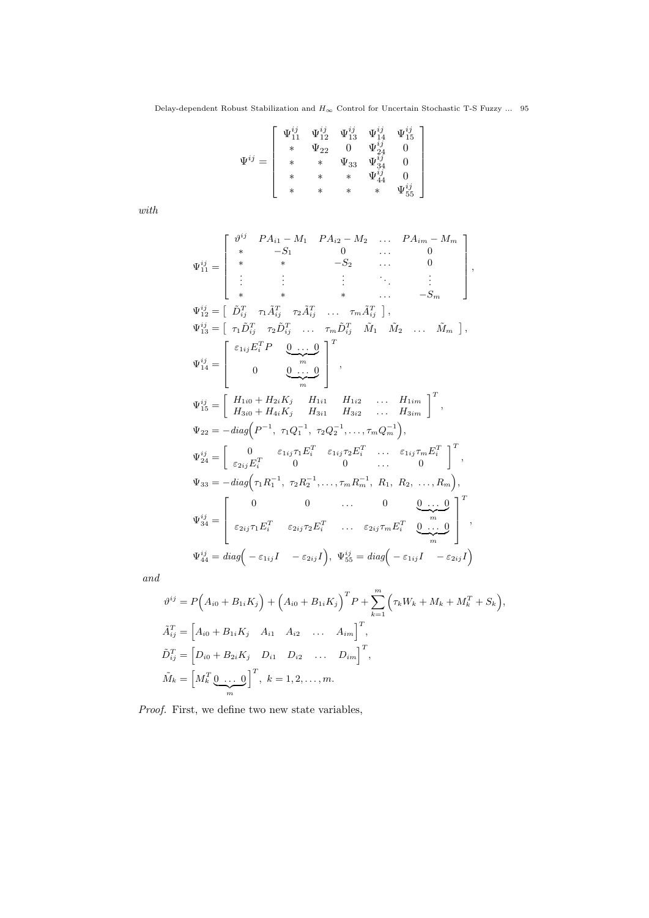$$
\Psi^{ij} = \begin{bmatrix} \Psi_{11}^{ij} & \Psi_{12}^{ij} & \Psi_{13}^{ij} & \Psi_{14}^{ij} & \Psi_{15}^{ij} \\ * & \Psi_{22} & 0 & \Psi_{24}^{ij} & 0 \\ * & * & \Psi_{33} & \Psi_{34}^{ij} & 0 \\ * & * & * & \Psi_{44}^{ij} & 0 \\ * & * & * & * & \Psi_{55}^{ij} \end{bmatrix}
$$

*with*

$$
\Psi_{11}^{ij} = \begin{bmatrix} \vartheta^{ij} & PA_{i1} - M_1 & PA_{i2} - M_2 & \dots & PA_{im} - M_m \\ * & -S_1 & 0 & \dots & 0 \\ * & * & -S_2 & \dots & 0 \\ \vdots & \vdots & \vdots & \ddots & \vdots \\ * & * & * & \dots & -S_m \end{bmatrix},
$$

$$
\Psi_{12}^{ij} = \begin{bmatrix} \tilde{D}_{ij}^T & \tau_1 \tilde{A}_{ij}^T & \tau_2 \tilde{A}_{ij}^T & \dots & \tau_m \tilde{A}_{ij}^T \end{bmatrix},
$$

$$
\Psi_{13}^{ij} = \begin{bmatrix} \tau_1 \tilde{D}_{ij}^T & \tau_2 \tilde{D}_{ij}^T & \dots & \tau_m \tilde{D}_{ij}^T & \tilde{M}_1 & \tilde{M}_2 & \dots & \tilde{M}_m \end{bmatrix},
$$

$$
\Psi_{14}^{ij} = \begin{bmatrix} \varepsilon_{1ij} E_i^T P & \underbrace{0 \ \dots \ 0}_{m} \\ 0 & \underbrace{0 \ \dots \ 0}_{m} \end{bmatrix}^T,
$$

$$
\Psi_{15}^{ij} = \begin{bmatrix} H_{1i0} + H_{2i} K_j & H_{1i1} & H_{1i2} & \dots & H_{1im} \\ H_{3i0} + H_{4i} K_j & H_{3i1} & H_{3i2} & \dots & H_{3im} \end{bmatrix}^T,
$$

$$
\Psi_{22} = -diag\Big(P^{-1}, \ \tau_1 Q_1^{-1}, \ \tau_2 Q_2^{-1}, \dots, \tau_m Q_m^{-1}\Big),
$$

$$
\Psi_{24}^{ij} = \begin{bmatrix} 0 & \varepsilon_{1ij} \tau_1 E_i^T & \varepsilon_{1ij} \tau_2 E_i^T & \dots & \varepsilon_{1ij} \tau_m E_i^T \\ \varepsilon_{2ij} E_i^T & 0 & 0 & \dots & 0 \end{bmatrix}^T,
$$

$$
\Psi_{33} = -diag\Big(\tau_1 R_1^{-1}, \ \tau_2 R_2^{-1}, \dots, \tau_m R_m^{-1}, \ R_1, \ R_2, \ \dots, R_m\Big),
$$

$$
\Psi_{34}^{ij} = \begin{bmatrix} 0 & 0 & \dots & 0 & \underbrace{0 \ \dots \ 0}_{m} \\ \varepsilon_{2ij} \tau_1 E_i^T & \varepsilon_{2ij} \tau_2 E_i^T & \dots & \varepsilon_{2ij} \tau_m E_i^T & \underbrace{0 \ \dots \ 0}_{m} \end{bmatrix}^T,
$$

$$
\Psi_{44}^{ij} = diag\Big(-\varepsilon_{1ij} I \quad -\varepsilon_{2ij} I\Big), \ \Psi_{55}^{ij} = diag\Big(-\varepsilon_{1ij} I \quad -\varepsilon_{2ij} I\Big)
$$

*and*

$$
\vartheta^{ij} = P\Big(A_{i0} + B_{1i} K_j\Big) + \Big(A_{i0} + B_{1i} K_j\Big)^T P + \sum_{k=1}^{m} \Big(\tau_k W_k + M_k + M_k^T + S_k\Big),
$$

$$
\tilde{A}_{ij}^T = \Big[A_{i0} + B_{1i} K_j \quad A_{i1} \quad A_{i2} \quad \dots \quad A_{im}\Big]^T,
$$

$$
\tilde{D}_{ij}^T = \Big[D_{i0} + B_{2i} K_j \quad D_{i1} \quad D_{i2} \quad \dots \quad D_{im}\Big]^T,
$$

$$
\tilde{M}_k = \Big[M_k^T \underbrace{0 \ \dots \ 0}_{m}\Big]^T, \ k = 1, 2, \dots, m.
$$

*Proof.* First, we define two new state variables,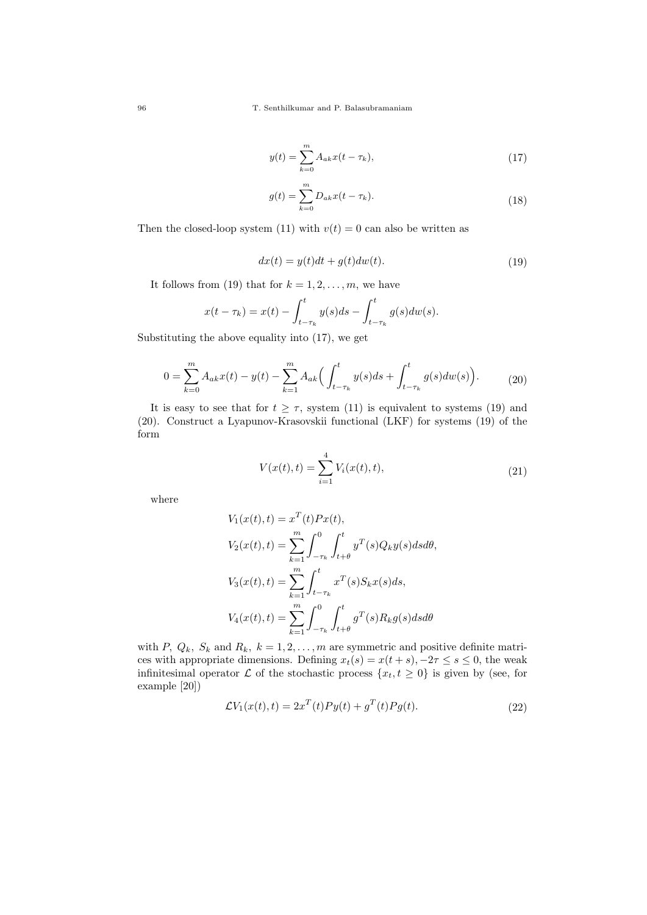$$y(t) = \sum_{k=0}^{m} A_{ak} x(t - \tau_k), \tag{17}$$

$$g(t) = \sum_{k=0}^{m} D_{ak} x(t - \tau_k). \tag{18}$$

Then the closed-loop system (11) with $v(t) = 0$ can also be written as

$$dx(t) = y(t)dt + g(t)dw(t). \tag{19}$$

It follows from (19) that for $k = 1, 2, \ldots, m$, we have

$$x(t - \tau_k) = x(t) - \int_{t-\tau_k}^{t} y(s)ds - \int_{t-\tau_k}^{t} g(s)dw(s).$$

Substituting the above equality into (17), we get

$$0 = \sum_{k=0}^{m} A_{ak} x(t) - y(t) - \sum_{k=1}^{m} A_{ak} \Big( \int_{t-\tau_k}^{t} y(s)ds + \int_{t-\tau_k}^{t} g(s)dw(s) \Big). \tag{20}$$

It is easy to see that for $t \geq \tau$, system (11) is equivalent to systems (19) and (20). Construct a Lyapunov-Krasovskii functional (LKF) for systems (19) of the form

$$V(x(t), t) = \sum_{i=1}^{4} V_i(x(t), t), \tag{21}$$

where

$$\begin{aligned}
V_1(x(t), t) &= x^T(t) P x(t), \\
V_2(x(t), t) &= \sum_{k=1}^{m} \int_{-\tau_k}^{0} \int_{t+\theta}^{t} y^T(s) Q_k y(s) ds d\theta, \\
V_3(x(t), t) &= \sum_{k=1}^{m} \int_{t-\tau_k}^{t} x^T(s) S_k x(s) ds, \\
V_4(x(t), t) &= \sum_{k=1}^{m} \int_{-\tau_k}^{0} \int_{t+\theta}^{t} g^T(s) R_k g(s) ds d\theta
\end{aligned}$$

with $P$, $Q_k$, $S_k$ and $R_k$, $k = 1, 2, \ldots, m$ are symmetric and positive definite matrices with appropriate dimensions. Defining $x_t(s) = x(t + s), -2\tau \leq s \leq 0$, the weak infinitesimal operator $\mathcal{L}$ of the stochastic process $\{x_t, t \geq 0\}$ is given by (see, for example [20])

$$\mathcal{L} V_1(x(t), t) = 2x^T(t) P y(t) + g^T(t) P g(t). \tag{22}$$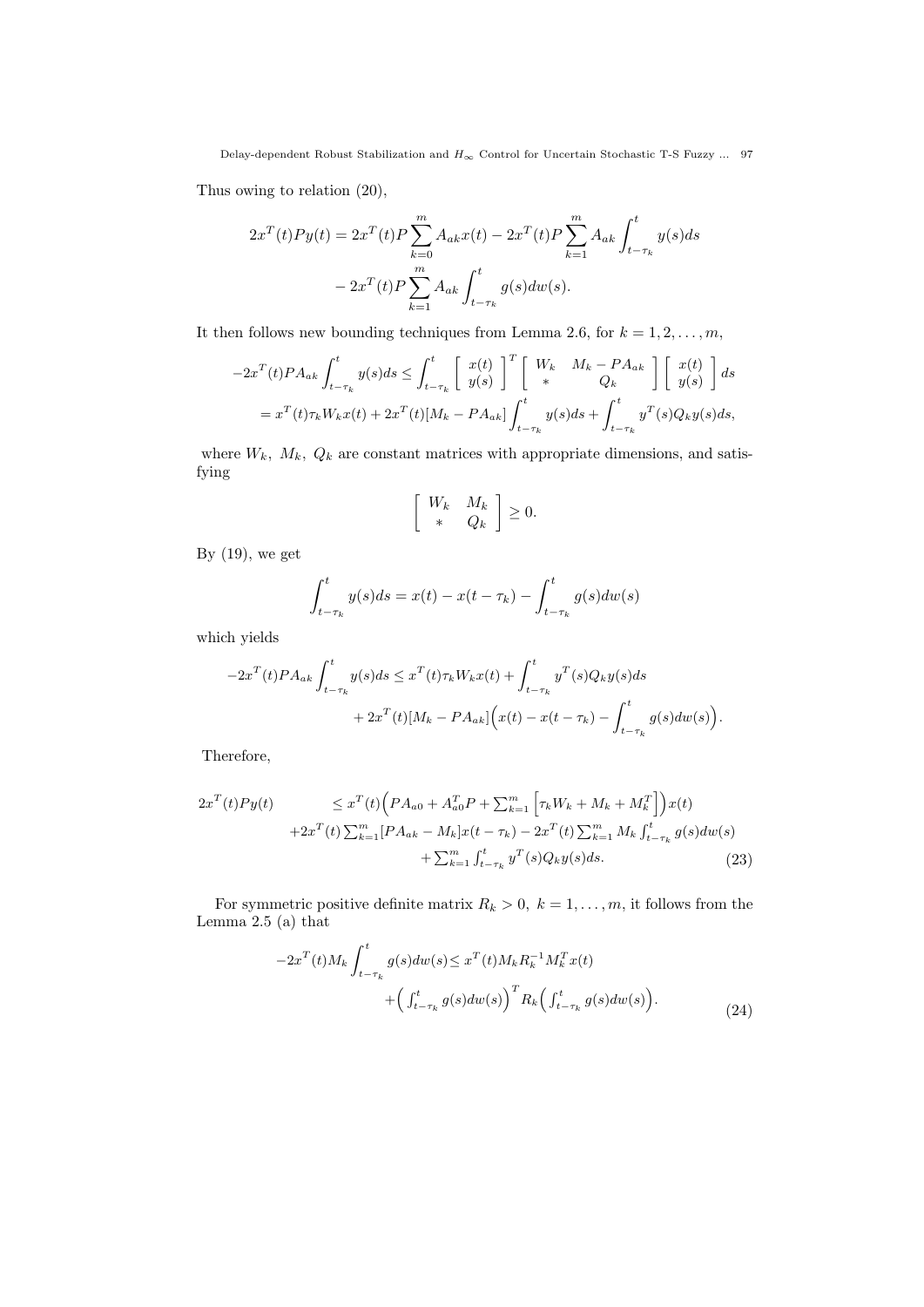Thus owing to relation (20),

$$2x^T(t)Py(t) = 2x^T(t)P\sum_{k=0}^{m} A_{ak}x(t) - 2x^T(t)P\sum_{k=1}^{m} A_{ak}\int_{t-\tau_k}^{t} y(s)ds$$
$$- 2x^T(t)P\sum_{k=1}^{m} A_{ak}\int_{t-\tau_k}^{t} g(s)dw(s).$$

It then follows new bounding techniques from Lemma 2.6, for $k = 1, 2, \ldots, m$,

$$-2x^T(t)PA_{ak}\int_{t-\tau_k}^{t} y(s)ds \le \int_{t-\tau_k}^{t} \begin{bmatrix} x(t) \\ y(s) \end{bmatrix}^T \begin{bmatrix} W_k & M_k - PA_{ak} \\ * & Q_k \end{bmatrix} \begin{bmatrix} x(t) \\ y(s) \end{bmatrix} ds$$
$$= x^T(t)\tau_k W_k x(t) + 2x^T(t)[M_k - PA_{ak}]\int_{t-\tau_k}^{t} y(s)ds + \int_{t-\tau_k}^{t} y^T(s)Q_k y(s)ds,$$

where $W_k,\ M_k,\ Q_k$ are constant matrices with appropriate dimensions, and satisfying

$$\begin{bmatrix} W_k & M_k \\ * & Q_k \end{bmatrix} \ge 0.$$

By (19), we get

$$\int_{t-\tau_k}^{t} y(s)ds = x(t) - x(t-\tau_k) - \int_{t-\tau_k}^{t} g(s)dw(s)$$

which yields

$$-2x^T(t)PA_{ak}\int_{t-\tau_k}^{t} y(s)ds \le x^T(t)\tau_k W_k x(t) + \int_{t-\tau_k}^{t} y^T(s)Q_k y(s)ds$$
$$+ 2x^T(t)[M_k - PA_{ak}]\Big(x(t) - x(t-\tau_k) - \int_{t-\tau_k}^{t} g(s)dw(s)\Big).$$

Therefore,

$$\begin{aligned} 2x^T(t)Py(t) \le\ & x^T(t)\Big(PA_{a0} + A_{a0}^T P + \sum_{k=1}^{m}\Big[\tau_k W_k + M_k + M_k^T\Big]\Big)x(t) \\ & + 2x^T(t)\sum_{k=1}^{m}[PA_{ak} - M_k]x(t-\tau_k) - 2x^T(t)\sum_{k=1}^{m} M_k\int_{t-\tau_k}^{t} g(s)dw(s) \\ & + \sum_{k=1}^{m}\int_{t-\tau_k}^{t} y^T(s)Q_k y(s)ds. \end{aligned} \tag{23}$$

For symmetric positive definite matrix $R_k > 0,\ k = 1, \ldots, m$, it follows from the Lemma 2.5 (a) that

$$\begin{aligned} -2x^T(t)M_k\int_{t-\tau_k}^{t} g(s)dw(s) \le\ & x^T(t)M_k R_k^{-1} M_k^T x(t) \\ & + \Big(\int_{t-\tau_k}^{t} g(s)dw(s)\Big)^T R_k\Big(\int_{t-\tau_k}^{t} g(s)dw(s)\Big). \end{aligned} \tag{24}$$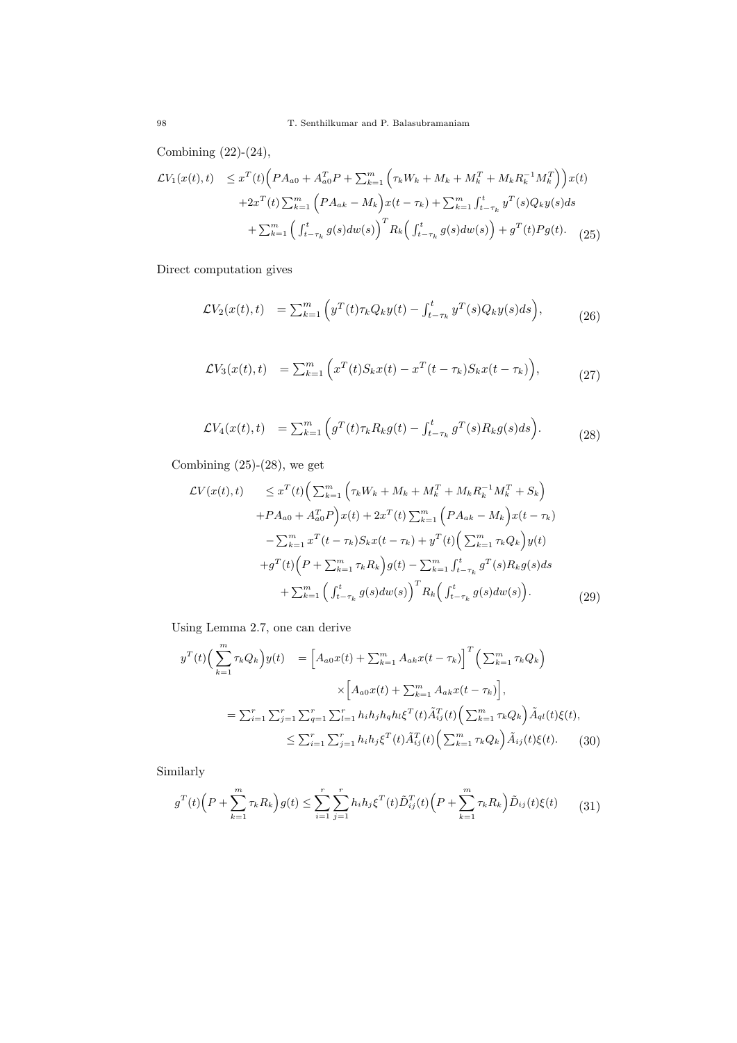Combining (22)-(24),

$$
\begin{aligned}
\mathcal{L}V_1(x(t),t) \quad &\leq x^T(t)\Big(PA_{a0} + A_{a0}^T P + \textstyle\sum_{k=1}^m \Big(\tau_k W_k + M_k + M_k^T + M_k R_k^{-1} M_k^T\Big)\Big)x(t) \\
&+2x^T(t)\textstyle\sum_{k=1}^m \Big(PA_{ak} - M_k\Big)x(t-\tau_k) + \textstyle\sum_{k=1}^m \int_{t-\tau_k}^t y^T(s)Q_k y(s)ds \\
&+\textstyle\sum_{k=1}^m \Big(\int_{t-\tau_k}^t g(s)dw(s)\Big)^T R_k\Big(\int_{t-\tau_k}^t g(s)dw(s)\Big) + g^T(t)Pg(t). \qquad (25)
\end{aligned}
$$

Direct computation gives

$$
\mathcal{L}V_2(x(t),t) \quad = \textstyle\sum_{k=1}^m \Big(y^T(t)\tau_k Q_k y(t) - \int_{t-\tau_k}^t y^T(s)Q_k y(s)ds\Big), \qquad (26)
$$

$$
\mathcal{L}V_3(x(t),t) \quad = \textstyle\sum_{k=1}^m \Big(x^T(t)S_k x(t) - x^T(t-\tau_k)S_k x(t-\tau_k)\Big), \qquad (27)
$$

$$
\mathcal{L}V_4(x(t),t) \quad = \textstyle\sum_{k=1}^m \Big(g^T(t)\tau_k R_k g(t) - \int_{t-\tau_k}^t g^T(s)R_k g(s)ds\Big). \qquad (28)
$$

Combining (25)-(28), we get

$$
\begin{aligned}
\mathcal{L}V(x(t),t) \qquad &\leq x^T(t)\Big(\textstyle\sum_{k=1}^m \Big(\tau_k W_k + M_k + M_k^T + M_k R_k^{-1} M_k^T + S_k\Big) \\
&+PA_{a0} + A_{a0}^T P\Big)x(t) + 2x^T(t)\textstyle\sum_{k=1}^m \Big(PA_{ak} - M_k\Big)x(t-\tau_k) \\
&-\textstyle\sum_{k=1}^m x^T(t-\tau_k)S_k x(t-\tau_k) + y^T(t)\Big(\textstyle\sum_{k=1}^m \tau_k Q_k\Big)y(t) \\
&+g^T(t)\Big(P + \textstyle\sum_{k=1}^m \tau_k R_k\Big)g(t) - \textstyle\sum_{k=1}^m \int_{t-\tau_k}^t g^T(s)R_k g(s)ds \\
&+\textstyle\sum_{k=1}^m \Big(\int_{t-\tau_k}^t g(s)dw(s)\Big)^T R_k\Big(\int_{t-\tau_k}^t g(s)dw(s)\Big). \qquad (29)
\end{aligned}
$$

Using Lemma 2.7, one can derive

$$
\begin{aligned}
y^T(t)\Big(\sum_{k=1}^m \tau_k Q_k\Big)y(t) \quad &= \Big[A_{a0}x(t) + \textstyle\sum_{k=1}^m A_{ak}x(t-\tau_k)\Big]^T\Big(\textstyle\sum_{k=1}^m \tau_k Q_k\Big) \\
&\qquad\times\Big[A_{a0}x(t) + \textstyle\sum_{k=1}^m A_{ak}x(t-\tau_k)\Big], \\
&= \textstyle\sum_{i=1}^r\sum_{j=1}^r\sum_{q=1}^r\sum_{l=1}^r h_i h_j h_q h_l \xi^T(t)\tilde{A}_{ij}^T(t)\Big(\textstyle\sum_{k=1}^m \tau_k Q_k\Big)\tilde{A}_{ql}(t)\xi(t), \\
&\leq \textstyle\sum_{i=1}^r\sum_{j=1}^r h_i h_j \xi^T(t)\tilde{A}_{ij}^T(t)\Big(\textstyle\sum_{k=1}^m \tau_k Q_k\Big)\tilde{A}_{ij}(t)\xi(t). \qquad (30)
\end{aligned}
$$

Similarly

$$
g^T(t)\Big(P + \sum_{k=1}^m \tau_k R_k\Big)g(t) \leq \sum_{i=1}^r\sum_{j=1}^r h_i h_j \xi^T(t)\tilde{D}_{ij}^T(t)\Big(P + \sum_{k=1}^m \tau_k R_k\Big)\tilde{D}_{ij}(t)\xi(t) \qquad (31)
$$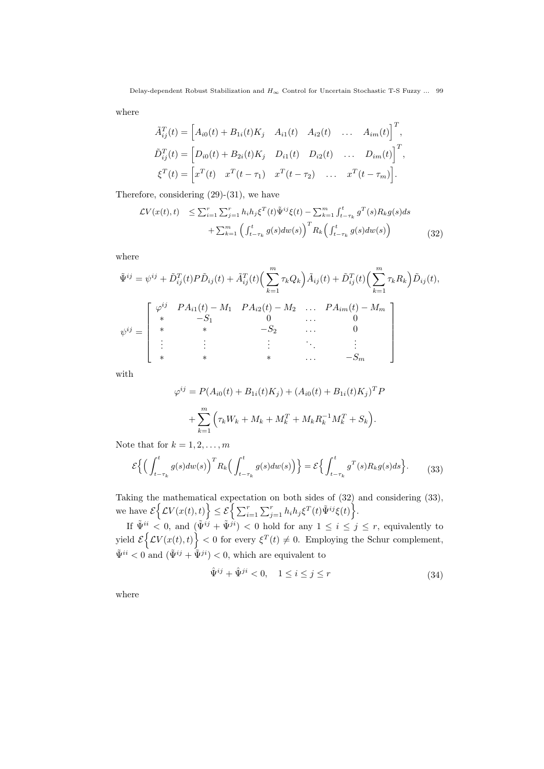where

$$
\begin{aligned}
\tilde{A}_{ij}^T(t) &= \Big[ A_{i0}(t) + B_{1i}(t)K_j \quad A_{i1}(t) \quad A_{i2}(t) \quad \dots \quad A_{im}(t) \Big]^T, \\
\tilde{D}_{ij}^T(t) &= \Big[ D_{i0}(t) + B_{2i}(t)K_j \quad D_{i1}(t) \quad D_{i2}(t) \quad \dots \quad D_{im}(t) \Big]^T, \\
\xi^T(t) &= \Big[ x^T(t) \quad x^T(t-\tau_1) \quad x^T(t-\tau_2) \quad \dots \quad x^T(t-\tau_m) \Big].
\end{aligned}
$$

Therefore, considering (29)-(31), we have

$$
\begin{aligned}
\mathcal{L}V(x(t),t) \quad &\leq \textstyle\sum_{i=1}^r \sum_{j=1}^r h_i h_j \xi^T(t) \tilde{\Psi}^{ij} \xi(t) - \sum_{k=1}^m \int_{t-\tau_k}^t g^T(s) R_k g(s) ds \\
&\quad + \textstyle\sum_{k=1}^m \Big( \int_{t-\tau_k}^t g(s) dw(s) \Big)^T R_k \Big( \int_{t-\tau_k}^t g(s) dw(s) \Big)
\end{aligned} \tag{32}
$$

where

$$
\tilde{\Psi}^{ij} = \psi^{ij} + \tilde{D}_{ij}^T(t) P \tilde{D}_{ij}(t) + \tilde{A}_{ij}^T(t) \Big( \sum_{k=1}^m \tau_k Q_k \Big) \tilde{A}_{ij}(t) + \tilde{D}_{ij}^T(t) \Big( \sum_{k=1}^m \tau_k R_k \Big) \tilde{D}_{ij}(t),
$$

$$
\psi^{ij} = \begin{bmatrix}
\varphi^{ij} & PA_{i1}(t) - M_1 & PA_{i2}(t) - M_2 & \dots & PA_{im}(t) - M_m \\
* & -S_1 & 0 & \dots & 0 \\
* & * & -S_2 & \dots & 0 \\
\vdots & \vdots & \vdots & \ddots & \vdots \\
* & * & * & \dots & -S_m
\end{bmatrix}
$$

with

$$
\begin{aligned}
\varphi^{ij} &= P(A_{i0}(t) + B_{1i}(t)K_j) + (A_{i0}(t) + B_{1i}(t)K_j)^T P \\
&\quad + \sum_{k=1}^m \Big( \tau_k W_k + M_k + M_k^T + M_k R_k^{-1} M_k^T + S_k \Big).
\end{aligned}
$$

Note that for $k = 1, 2, \dots, m$

$$
\mathcal{E}\Big\{ \Big( \int_{t-\tau_k}^t g(s) dw(s) \Big)^T R_k \Big( \int_{t-\tau_k}^t g(s) dw(s) \Big) \Big\} = \mathcal{E}\Big\{ \int_{t-\tau_k}^t g^T(s) R_k g(s) ds \Big\}. \tag{33}
$$

Taking the mathematical expectation on both sides of (32) and considering (33), we have $\mathcal{E}\Big\{ \mathcal{L}V(x(t),t) \Big\} \leq \mathcal{E}\Big\{ \sum_{i=1}^r \sum_{j=1}^r h_i h_j \xi^T(t) \tilde{\Psi}^{ij} \xi(t) \Big\}$.

If $\tilde{\Psi}^{ii} < 0$, and $(\tilde{\Psi}^{ij} + \tilde{\Psi}^{ji}) < 0$ hold for any $1 \leq i \leq j \leq r$, equivalently to yield $\mathcal{E}\Big\{ \mathcal{L}V(x(t),t) \Big\} < 0$ for every $\xi^T(t) \neq 0$. Employing the Schur complement, $\tilde{\Psi}^{ii} < 0$ and $(\tilde{\Psi}^{ij} + \tilde{\Psi}^{ji}) < 0$, which are equivalent to

$$
\hat{\Psi}^{ij} + \hat{\Psi}^{ji} < 0, \quad 1 \leq i \leq j \leq r \tag{34}
$$

where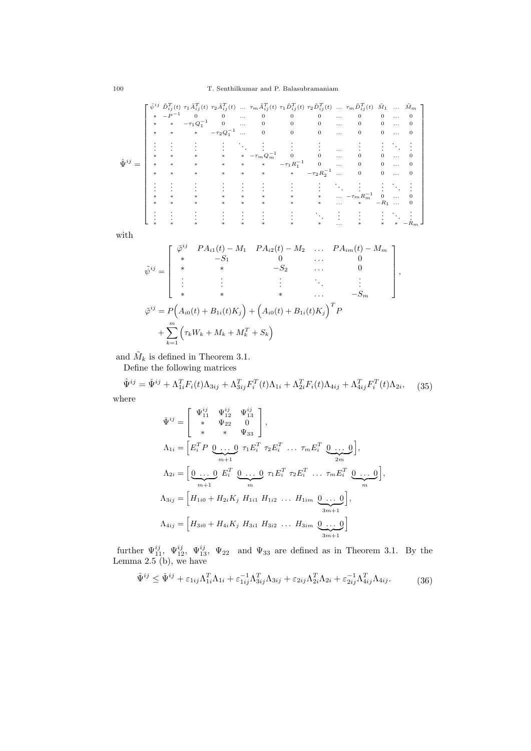$$
\hat{\Psi}^{ij} = \begin{bmatrix}
\tilde{\psi}^{ij} & \tilde{D}_{ij}^T(t) & \tau_1 \tilde{A}_{ij}^T(t) & \tau_2 \tilde{A}_{ij}^T(t) & \dots & \tau_m \tilde{A}_{ij}^T(t) & \tau_1 \tilde{D}_{ij}^T(t) & \tau_2 \tilde{D}_{ij}^T(t) & \dots & \tau_m \tilde{D}_{ij}^T(t) & \tilde{M}_1 & \dots & \tilde{M}_m \\
* & -P^{-1} & 0 & 0 & \dots & 0 & 0 & 0 & \dots & 0 & 0 & \dots & 0 \\
* & * & -\tau_1 Q_1^{-1} & 0 & \dots & 0 & 0 & 0 & \dots & 0 & 0 & \dots & 0 \\
* & * & * & -\tau_2 Q_1^{-1} & \dots & 0 & 0 & 0 & \dots & 0 & 0 & \dots & 0 \\
\vdots & \vdots & \vdots & \vdots & \ddots & \vdots & \vdots & \vdots & \dots & \vdots & \vdots & \ddots & \vdots \\
* & * & * & * & * & -\tau_m Q_m^{-1} & 0 & 0 & \dots & 0 & 0 & \dots & 0 \\
* & * & * & * & * & * & -\tau_1 R_1^{-1} & 0 & \dots & 0 & 0 & \dots & 0 \\
* & * & * & * & * & * & * & -\tau_2 R_2^{-1} & \dots & 0 & 0 & \dots & 0 \\
\vdots & \vdots & \vdots & \vdots & \vdots & \vdots & \vdots & \vdots & \ddots & \vdots & \vdots & \ddots & \vdots \\
* & * & * & * & * & * & * & * & \dots & -\tau_m R_m^{-1} & 0 & \dots & 0 \\
* & * & * & * & * & * & * & * & \dots & * & -R_1 & \dots & 0 \\
\vdots & \vdots & \vdots & \vdots & \vdots & \vdots & \vdots & \ddots & \vdots & \vdots & \vdots & \ddots & \vdots \\
* & * & * & * & * & * & * & * & \dots & * & * & * & -R_m
\end{bmatrix}
$$

with

$$
\tilde{\psi}^{ij} = \begin{bmatrix}
\tilde{\varphi}^{ij} & PA_{i1}(t) - M_1 & PA_{i2}(t) - M_2 & \dots & PA_{im}(t) - M_m \\
* & -S_1 & 0 & \dots & 0 \\
* & * & -S_2 & \dots & 0 \\
\vdots & \vdots & \vdots & \ddots & \vdots \\
* & * & * & \dots & -S_m
\end{bmatrix},
$$

$$
\tilde{\varphi}^{ij} = P\Big(A_{i0}(t) + B_{1i}(t)K_j\Big) + \Big(A_{i0}(t) + B_{1i}(t)K_j\Big)^T P + \sum_{k=1}^{m} \Big(\tau_k W_k + M_k + M_k^T + S_k\Big)
$$

and $\tilde{M}_k$ is defined in Theorem 3.1.

Define the following matrices

$$
\hat{\Psi}^{ij} = \check{\Psi}^{ij} + \Lambda_{1i}^T F_i(t) \Lambda_{3ij} + \Lambda_{3ij}^T F_i^T(t) \Lambda_{1i} + \Lambda_{2i}^T F_i(t) \Lambda_{4ij} + \Lambda_{4ij}^T F_i^T(t) \Lambda_{2i}, \tag{35}
$$

where

$$
\check{\Psi}^{ij} = \begin{bmatrix}
\Psi_{11}^{ij} & \Psi_{12}^{ij} & \Psi_{13}^{ij} \\
* & \Psi_{22} & 0 \\
* & * & \Psi_{33}
\end{bmatrix},
$$

$$
\Lambda_{1i} = \Big[E_i^T P \ \underbrace{0 \ \dots \ 0}_{m+1} \ \tau_1 E_i^T \ \tau_2 E_i^T \ \dots \ \tau_m E_i^T \ \underbrace{0 \ \dots \ 0}_{2m}\Big],
$$

$$
\Lambda_{2i} = \Big[\underbrace{0 \ \dots \ 0}_{m+1} \ E_i^T \ \underbrace{0 \ \dots \ 0}_{m} \ \tau_1 E_i^T \ \tau_2 E_i^T \ \dots \ \tau_m E_i^T \ \underbrace{0 \ \dots \ 0}_{m}\Big],
$$

$$
\Lambda_{3ij} = \Big[H_{1i0} + H_{2i} K_j \ H_{1i1} \ H_{1i2} \ \dots \ H_{1im} \ \underbrace{0 \ \dots \ 0}_{3m+1}\Big],
$$

$$
\Lambda_{4ij} = \Big[H_{3i0} + H_{4i} K_j \ H_{3i1} \ H_{3i2} \ \dots \ H_{3im} \ \underbrace{0 \ \dots \ 0}_{3m+1}\Big]
$$

further $\Psi_{11}^{ij}$, $\Psi_{12}^{ij}$, $\Psi_{13}^{ij}$, $\Psi_{22}$ and $\Psi_{33}$ are defined as in Theorem 3.1. By the Lemma 2.5 (b), we have

$$
\hat{\Psi}^{ij} \leq \check{\Psi}^{ij} + \varepsilon_{1ij} \Lambda_{1i}^T \Lambda_{1i} + \varepsilon_{1ij}^{-1} \Lambda_{3ij}^T \Lambda_{3ij} + \varepsilon_{2ij} \Lambda_{2i}^T \Lambda_{2i} + \varepsilon_{2ij}^{-1} \Lambda_{4ij}^T \Lambda_{4ij}. \tag{36}
$$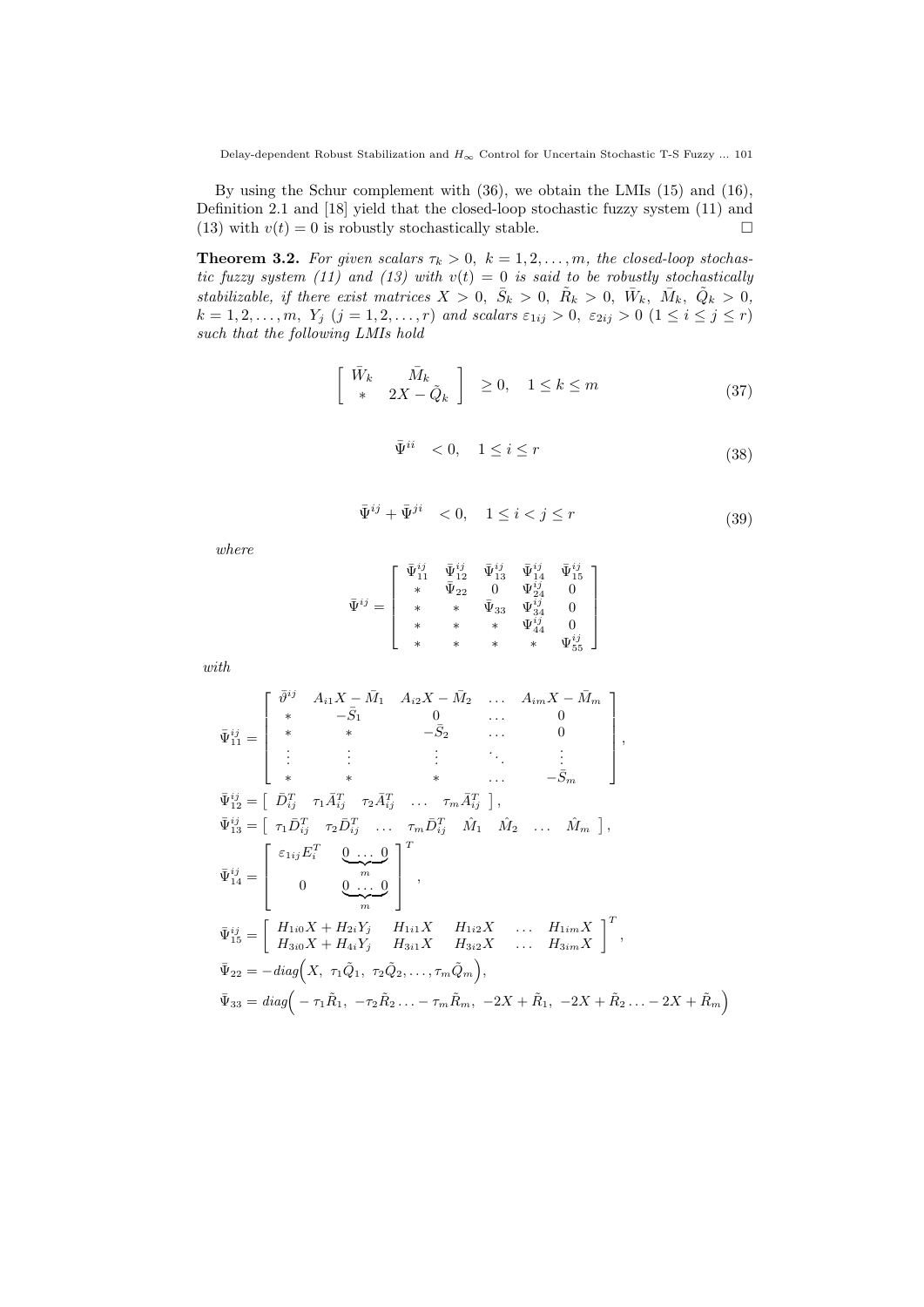By using the Schur complement with (36), we obtain the LMIs (15) and (16), Definition 2.1 and [18] yield that the closed-loop stochastic fuzzy system (11) and (13) with $v(t) = 0$ is robustly stochastically stable. $\square$

**Theorem 3.2.** *For given scalars $\tau_k > 0,\ k = 1, 2, \ldots, m$, the closed-loop stochastic fuzzy system (11) and (13) with $v(t) = 0$ is said to be robustly stochastically stabilizable, if there exist matrices $X > 0,\ \bar{S}_k > 0,\ \tilde{R}_k > 0,\ \bar{W}_k,\ \bar{M}_k,\ \tilde{Q}_k > 0$, $k = 1, 2, \ldots, m$, $Y_j$ $(j = 1, 2, \ldots, r)$ and scalars $\varepsilon_{1ij} > 0,\ \varepsilon_{2ij} > 0$ $(1 \le i \le j \le r)$ such that the following LMIs hold*

$$\begin{bmatrix} \bar{W}_k & \bar{M}_k \\ * & 2X - \tilde{Q}_k \end{bmatrix} \ge 0, \quad 1 \le k \le m \tag{37}$$

$$\bar{\Psi}^{ii} \ < 0, \quad 1 \le i \le r \tag{38}$$

$$\bar{\Psi}^{ij} + \bar{\Psi}^{ji} \ < 0, \quad 1 \le i < j \le r \tag{39}$$

*where*

$$\bar{\Psi}^{ij} = \begin{bmatrix} \bar{\Psi}_{11}^{ij} & \bar{\Psi}_{12}^{ij} & \bar{\Psi}_{13}^{ij} & \bar{\Psi}_{14}^{ij} & \bar{\Psi}_{15}^{ij} \\ * & \bar{\Psi}_{22} & 0 & \Psi_{24}^{ij} & 0 \\ * & * & \bar{\Psi}_{33} & \Psi_{34}^{ij} & 0 \\ * & * & * & \Psi_{44}^{ij} & 0 \\ * & * & * & * & \Psi_{55}^{ij} \end{bmatrix}$$

*with*

$$\bar{\Psi}_{11}^{ij} = \begin{bmatrix} \bar{\vartheta}^{ij} & A_{i1}X - \bar{M}_1 & A_{i2}X - \bar{M}_2 & \ldots & A_{im}X - \bar{M}_m \\ * & -\bar{S}_1 & 0 & \ldots & 0 \\ * & * & -\bar{S}_2 & \ldots & 0 \\ \vdots & \vdots & \vdots & \ddots & \vdots \\ * & * & * & \ldots & -\bar{S}_m \end{bmatrix},$$

$$\bar{\Psi}_{12}^{ij} = \begin{bmatrix} \bar{D}_{ij}^T & \tau_1 \bar{A}_{ij}^T & \tau_2 \bar{A}_{ij}^T & \ldots & \tau_m \bar{A}_{ij}^T \end{bmatrix},$$

$$\bar{\Psi}_{13}^{ij} = \begin{bmatrix} \tau_1 \bar{D}_{ij}^T & \tau_2 \bar{D}_{ij}^T & \ldots & \tau_m \bar{D}_{ij}^T & \hat{M}_1 & \hat{M}_2 & \ldots & \hat{M}_m \end{bmatrix},$$

$$\bar{\Psi}_{14}^{ij} = \begin{bmatrix} \varepsilon_{1ij} E_i^T & \underbrace{0 \ \ldots \ 0}_{m} \\ 0 & \underbrace{0 \ \ldots \ 0}_{m} \end{bmatrix}^T,$$

$$\bar{\Psi}_{15}^{ij} = \begin{bmatrix} H_{1i0}X + H_{2i}Y_j & H_{1i1}X & H_{1i2}X & \ldots & H_{1im}X \\ H_{3i0}X + H_{4i}Y_j & H_{3i1}X & H_{3i2}X & \ldots & H_{3im}X \end{bmatrix}^T,$$

$$\bar{\Psi}_{22} = -diag\Big(X,\ \tau_1\tilde{Q}_1,\ \tau_2\tilde{Q}_2, \ldots, \tau_m\tilde{Q}_m\Big),$$

$$\bar{\Psi}_{33} = diag\Big(-\tau_1\tilde{R}_1,\ -\tau_2\tilde{R}_2 \ldots -\tau_m\tilde{R}_m,\ -2X + \tilde{R}_1,\ -2X + \tilde{R}_2 \ldots -2X + \tilde{R}_m\Big)$$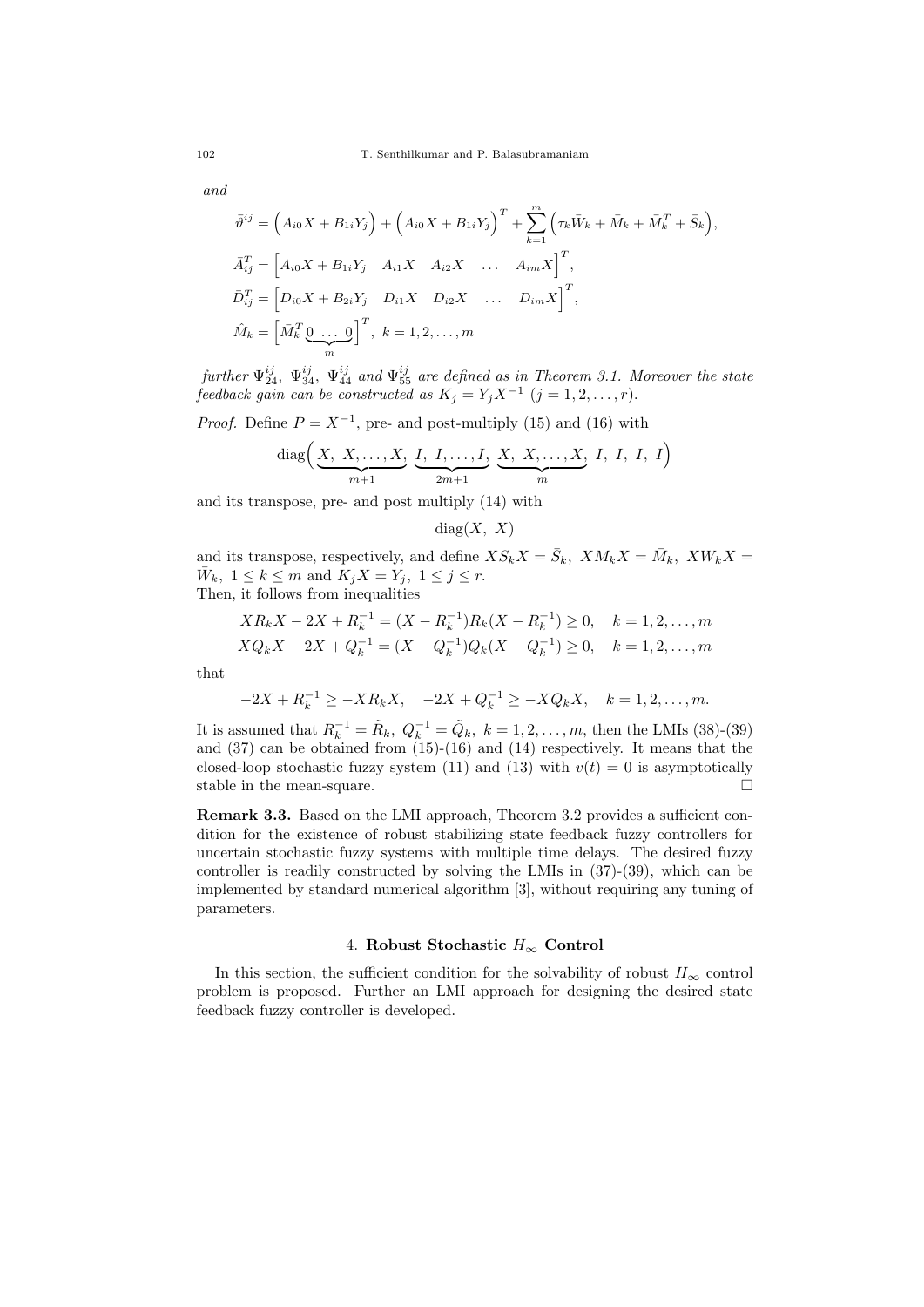*and*

$$\bar{\vartheta}^{ij} = \Big(A_{i0}X + B_{1i}Y_j\Big) + \Big(A_{i0}X + B_{1i}Y_j\Big)^T + \sum_{k=1}^{m}\Big(\tau_k\bar{W}_k + \bar{M}_k + \bar{M}_k^T + \bar{S}_k\Big),$$

$$\bar{A}_{ij}^T = \Big[A_{i0}X + B_{1i}Y_j \quad A_{i1}X \quad A_{i2}X \quad \ldots \quad A_{im}X\Big]^T,$$

$$\bar{D}_{ij}^T = \Big[D_{i0}X + B_{2i}Y_j \quad D_{i1}X \quad D_{i2}X \quad \ldots \quad D_{im}X\Big]^T,$$

$$\hat{M}_k = \Big[\bar{M}_k^T \underbrace{0 \ \ldots \ 0}_{m}\Big]^T, \ k = 1, 2, \ldots, m$$

*further* $\Psi_{24}^{ij}$*,* $\Psi_{34}^{ij}$*,* $\Psi_{44}^{ij}$ *and* $\Psi_{55}^{ij}$ *are defined as in Theorem 3.1. Moreover the state feedback gain can be constructed as* $K_j = Y_j X^{-1}$ $(j = 1, 2, \ldots, r)$*.*

*Proof.* Define $P = X^{-1}$, pre- and post-multiply (15) and (16) with

$$\text{diag}\Big(\underbrace{X, \ X, \ldots, X}_{m+1}, \ \underbrace{I, \ I, \ldots, I}_{2m+1}, \ \underbrace{X, \ X, \ldots, X}_{m}, \ I, \ I, \ I, \ I\Big)$$

and its transpose, pre- and post multiply (14) with

$$\text{diag}(X, \ X)$$

and its transpose, respectively, and define $XS_kX = \bar{S}_k, \ XM_kX = \bar{M}_k, \ XW_kX = \bar{W}_k, \ 1 \le k \le m$ and $K_jX = Y_j, \ 1 \le j \le r$.
Then, it follows from inequalities

$$XR_kX - 2X + R_k^{-1} = (X - R_k^{-1})R_k(X - R_k^{-1}) \ge 0, \quad k = 1, 2, \ldots, m$$
$$XQ_kX - 2X + Q_k^{-1} = (X - Q_k^{-1})Q_k(X - Q_k^{-1}) \ge 0, \quad k = 1, 2, \ldots, m$$

that

$$-2X + R_k^{-1} \ge -XR_kX, \quad -2X + Q_k^{-1} \ge -XQ_kX, \quad k = 1, 2, \ldots, m.$$

It is assumed that $R_k^{-1} = \tilde{R}_k, \ Q_k^{-1} = \tilde{Q}_k, \ k = 1, 2, \ldots, m$, then the LMIs (38)-(39) and (37) can be obtained from (15)-(16) and (14) respectively. It means that the closed-loop stochastic fuzzy system (11) and (13) with $v(t) = 0$ is asymptotically stable in the mean-square. □

**Remark 3.3.** Based on the LMI approach, Theorem 3.2 provides a sufficient condition for the existence of robust stabilizing state feedback fuzzy controllers for uncertain stochastic fuzzy systems with multiple time delays. The desired fuzzy controller is readily constructed by solving the LMIs in (37)-(39), which can be implemented by standard numerical algorithm [3], without requiring any tuning of parameters.

## 4. Robust Stochastic $H_\infty$ Control

In this section, the sufficient condition for the solvability of robust $H_\infty$ control problem is proposed. Further an LMI approach for designing the desired state feedback fuzzy controller is developed.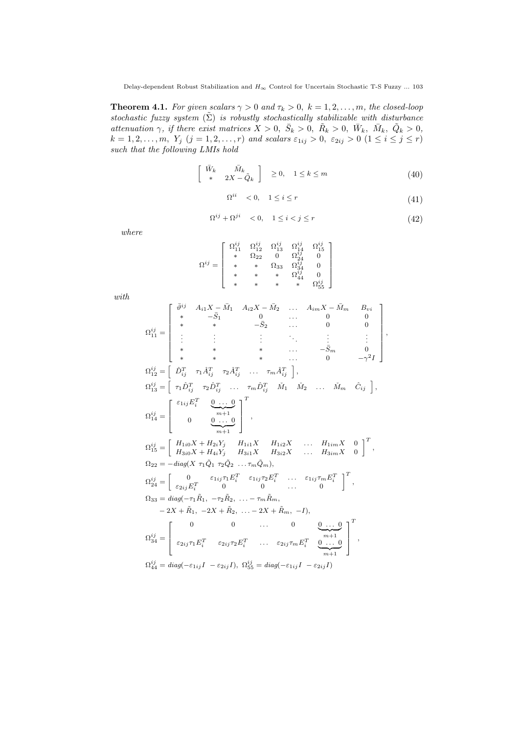**Theorem 4.1.** *For given scalars $\gamma > 0$ and $\tau_k > 0$, $k = 1, 2, \ldots, m$, the closed-loop stochastic fuzzy system $(\tilde{\Sigma})$ is robustly stochastically stabilizable with disturbance attenuation $\gamma$, if there exist matrices $X > 0$, $\bar{S}_k > 0$, $\tilde{R}_k > 0$, $\bar{W}_k$, $\bar{M}_k$, $\tilde{Q}_k > 0$, $k = 1, 2, \ldots, m$, $Y_j$ $(j = 1, 2, \ldots, r)$ and scalars $\varepsilon_{1ij} > 0$, $\varepsilon_{2ij} > 0$ $(1 \le i \le j \le r)$ such that the following LMIs hold*

$$\begin{bmatrix} \bar{W}_k & \bar{M}_k \\ * & 2X - \tilde{Q}_k \end{bmatrix} \ge 0, \quad 1 \le k \le m \tag{40}$$

$$\Omega^{ii} \quad < 0, \quad 1 \le i \le r \tag{41}$$

$$\Omega^{ij} + \Omega^{ji} \quad < 0, \quad 1 \le i < j \le r \tag{42}$$

*where*

$$\Omega^{ij} = \begin{bmatrix} \Omega_{11}^{ij} & \Omega_{12}^{ij} & \Omega_{13}^{ij} & \Omega_{14}^{ij} & \Omega_{15}^{ij} \\ * & \Omega_{22} & 0 & \Omega_{24}^{ij} & 0 \\ * & * & \Omega_{33} & \Omega_{34}^{ij} & 0 \\ * & * & * & \Omega_{44}^{ij} & 0 \\ * & * & * & * & \Omega_{55}^{ij} \end{bmatrix}$$

*with*

$$\Omega_{11}^{ij} = \begin{bmatrix} \bar{\vartheta}^{ij} & A_{i1}X - \bar{M}_1 & A_{i2}X - \bar{M}_2 & \ldots & A_{im}X - \bar{M}_m & B_{vi} \\ * & -\bar{S}_1 & 0 & \ldots & 0 & 0 \\ * & * & -\bar{S}_2 & \ldots & 0 & 0 \\ \vdots & \vdots & \vdots & \ddots & \vdots & \vdots \\ * & * & * & \ldots & -\bar{S}_m & 0 \\ * & * & * & \ldots & 0 & -\gamma^2 I \end{bmatrix},$$

$$\Omega_{12}^{ij} = \begin{bmatrix} \hat{D}_{ij}^T & \tau_1 \hat{A}_{ij}^T & \tau_2 \hat{A}_{ij}^T & \ldots & \tau_m \hat{A}_{ij}^T \end{bmatrix},$$

$$\Omega_{13}^{ij} = \begin{bmatrix} \tau_1 \hat{D}_{ij}^T & \tau_2 \hat{D}_{ij}^T & \ldots & \tau_m \hat{D}_{ij}^T & \check{M}_1 & \check{M}_2 & \ldots & \check{M}_m & \hat{C}_{ij} \end{bmatrix},$$

$$\Omega_{14}^{ij} = \begin{bmatrix} \varepsilon_{1ij} E_i^T & \underbrace{0 \ \ldots \ 0}_{m+1} \\ 0 & \underbrace{0 \ \ldots \ 0}_{m+1} \end{bmatrix}^T,$$

$$\Omega_{15}^{ij} = \begin{bmatrix} H_{1i0}X + H_{2i}Y_j & H_{1i1}X & H_{1i2}X & \ldots & H_{1im}X & 0 \\ H_{3i0}X + H_{4i}Y_j & H_{3i1}X & H_{3i2}X & \ldots & H_{3im}X & 0 \end{bmatrix}^T,$$

$$\Omega_{22} = -diag(X \ \ \tau_1 \tilde{Q}_1 \ \ \tau_2 \tilde{Q}_2 \ \ \ldots \tau_m \tilde{Q}_m),$$

$$\Omega_{24}^{ij} = \begin{bmatrix} 0 & \varepsilon_{1ij}\tau_1 E_i^T & \varepsilon_{1ij}\tau_2 E_i^T & \ldots & \varepsilon_{1ij}\tau_m E_i^T \\ \varepsilon_{2ij} E_i^T & 0 & 0 & \ldots & 0 \end{bmatrix}^T,$$

$$\begin{aligned} \Omega_{33} = \ & diag(-\tau_1 \tilde{R}_1, \ -\tau_2 \tilde{R}_2, \ \ldots - \tau_m \tilde{R}_m, \\ & -2X + \tilde{R}_1, \ -2X + \tilde{R}_2, \ \ldots - 2X + \tilde{R}_m, \ -I), \end{aligned}$$

$$\Omega_{34}^{ij} = \begin{bmatrix} 0 & 0 & \ldots & 0 & \underbrace{0 \ \ldots \ 0}_{m+1} \\ \varepsilon_{2ij}\tau_1 E_i^T & \varepsilon_{2ij}\tau_2 E_i^T & \ldots & \varepsilon_{2ij}\tau_m E_i^T & \underbrace{0 \ \ldots \ 0}_{m+1} \end{bmatrix}^T,$$

$$\Omega_{44}^{ij} = diag(-\varepsilon_{1ij} I \ \ -\varepsilon_{2ij} I), \ \ \Omega_{55}^{ij} = diag(-\varepsilon_{1ij} I \ \ -\varepsilon_{2ij} I)$$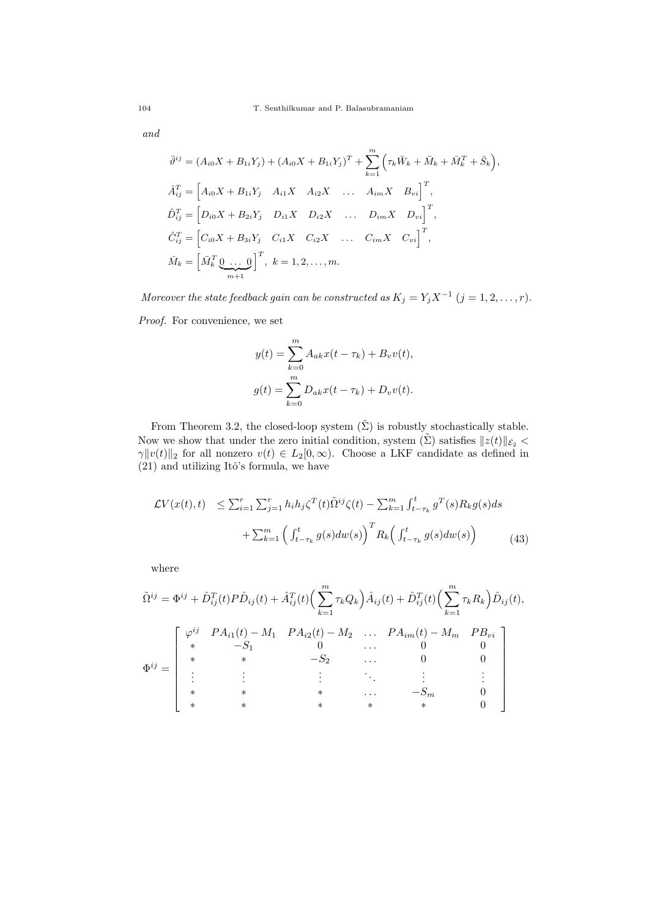*and*

$$\bar{\vartheta}^{ij} = (A_{i0}X + B_{1i}Y_j) + (A_{i0}X + B_{1i}Y_j)^T + \sum_{k=1}^{m}\Big(\tau_k \bar{W}_k + \bar{M}_k + \bar{M}_k^T + \bar{S}_k\Big),$$

$$\hat{A}_{ij}^T = \Big[A_{i0}X + B_{1i}Y_j \quad A_{i1}X \quad A_{i2}X \quad \ldots \quad A_{im}X \quad B_{vi}\Big]^T,$$

$$\hat{D}_{ij}^T = \Big[D_{i0}X + B_{2i}Y_j \quad D_{i1}X \quad D_{i2}X \quad \ldots \quad D_{im}X \quad D_{vi}\Big]^T,$$

$$\hat{C}_{ij}^T = \Big[C_{i0}X + B_{3i}Y_j \quad C_{i1}X \quad C_{i2}X \quad \ldots \quad C_{im}X \quad C_{vi}\Big]^T,$$

$$\check{M}_k = \Big[\bar{M}_k^T \underbrace{0 \ \ldots \ 0}_{m+1}\Big]^T, \ k = 1, 2, \ldots, m.$$

*Moreover the state feedback gain can be constructed as* $K_j = Y_j X^{-1}$ $(j = 1, 2, \ldots, r)$.

*Proof.* For convenience, we set

$$y(t) = \sum_{k=0}^{m} A_{ak}x(t-\tau_k) + B_v v(t),$$

$$g(t) = \sum_{k=0}^{m} D_{ak}x(t-\tau_k) + D_v v(t).$$

From Theorem 3.2, the closed-loop system $(\tilde{\Sigma})$ is robustly stochastically stable. Now we show that under the zero initial condition, system $(\tilde{\Sigma})$ satisfies $\|z(t)\|_{\mathcal{E}_2} < \gamma\|v(t)\|_2$ for all nonzero $v(t) \in L_2[0,\infty)$. Choose a LKF candidate as defined in (21) and utilizing Itô's formula, we have

$$\mathcal{L}V(x(t),t) \le \sum_{i=1}^{r}\sum_{j=1}^{r} h_i h_j \zeta^T(t)\tilde{\Omega}^{ij}\zeta(t) - \sum_{k=1}^{m}\int_{t-\tau_k}^{t} g^T(s)R_k g(s)ds + \sum_{k=1}^{m}\Big(\int_{t-\tau_k}^{t} g(s)dw(s)\Big)^T R_k\Big(\int_{t-\tau_k}^{t} g(s)dw(s)\Big) \tag{43}$$

where

$$\tilde{\Omega}^{ij} = \Phi^{ij} + \hat{D}_{ij}^T(t)P\hat{D}_{ij}(t) + \hat{A}_{ij}^T(t)\Big(\sum_{k=1}^{m}\tau_k Q_k\Big)\hat{A}_{ij}(t) + \hat{D}_{ij}^T(t)\Big(\sum_{k=1}^{m}\tau_k R_k\Big)\hat{D}_{ij}(t),$$

$$\Phi^{ij} = \begin{bmatrix} \varphi^{ij} & PA_{i1}(t) - M_1 & PA_{i2}(t) - M_2 & \ldots & PA_{im}(t) - M_m & PB_{vi} \\ * & -S_1 & 0 & \ldots & 0 & 0 \\ * & * & -S_2 & \ldots & 0 & 0 \\ \vdots & \vdots & \vdots & \ddots & \vdots & \vdots \\ * & * & * & \ldots & -S_m & 0 \\ * & * & * & * & * & 0 \end{bmatrix}$$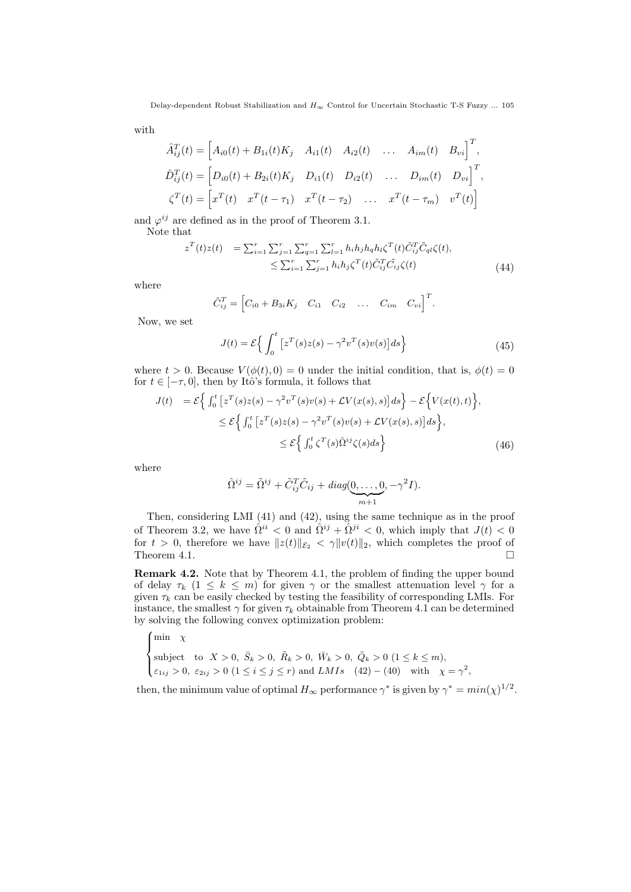with

$$\hat{A}_{ij}^T(t) = \begin{bmatrix} A_{i0}(t) + B_{1i}(t)K_j & A_{i1}(t) & A_{i2}(t) & \ldots & A_{im}(t) & B_{vi} \end{bmatrix}^T,$$

$$\hat{D}_{ij}^T(t) = \begin{bmatrix} D_{i0}(t) + B_{2i}(t)K_j & D_{i1}(t) & D_{i2}(t) & \ldots & D_{im}(t) & D_{vi} \end{bmatrix}^T,$$

$$\zeta^T(t) = \begin{bmatrix} x^T(t) & x^T(t-\tau_1) & x^T(t-\tau_2) & \ldots & x^T(t-\tau_m) & v^T(t) \end{bmatrix}$$

and $\varphi^{ij}$ are defined as in the proof of Theorem 3.1.

Note that

$$\begin{aligned} z^T(t)z(t) &= \textstyle\sum_{i=1}^r \sum_{j=1}^r \sum_{q=1}^r \sum_{l=1}^r h_i h_j h_q h_l \zeta^T(t) \tilde{C}_{ij}^T \tilde{C}_{ql} \zeta(t), \\ &\le \textstyle\sum_{i=1}^r \sum_{j=1}^r h_i h_j \zeta^T(t) \tilde{C}_{ij}^T \tilde{C}_{ij} \zeta(t) \end{aligned} \tag{44}$$

where

$$\tilde{C}_{ij}^T = \begin{bmatrix} C_{i0} + B_{3i}K_j & C_{i1} & C_{i2} & \ldots & C_{im} & C_{vi} \end{bmatrix}^T.$$

Now, we set

$$J(t) = \mathcal{E}\Big\{ \int_0^t \big[ z^T(s)z(s) - \gamma^2 v^T(s)v(s) \big] ds \Big\} \tag{45}$$

where $t > 0$. Because $V(\phi(t), 0) = 0$ under the initial condition, that is, $\phi(t) = 0$ for $t \in [-\tau, 0]$, then by Itô's formula, it follows that

$$\begin{aligned} J(t) &= \mathcal{E}\Big\{ \textstyle\int_0^t \big[ z^T(s)z(s) - \gamma^2 v^T(s)v(s) + \mathcal{L}V(x(s), s) \big] ds \Big\} - \mathcal{E}\Big\{ V(x(t), t) \Big\}, \\ &\le \mathcal{E}\Big\{ \textstyle\int_0^t \big[ z^T(s)z(s) - \gamma^2 v^T(s)v(s) + \mathcal{L}V(x(s), s) \big] ds \Big\}, \\ &\le \mathcal{E}\Big\{ \textstyle\int_0^t \zeta^T(s) \hat{\Omega}^{ij} \zeta(s) ds \Big\} \end{aligned} \tag{46}$$

where

$$\hat{\Omega}^{ij} = \tilde{\Omega}^{ij} + \tilde{C}_{ij}^T \tilde{C}_{ij} + diag(\underbrace{0, \ldots, 0}_{m+1}, -\gamma^2 I).$$

Then, considering LMI (41) and (42), using the same technique as in the proof of Theorem 3.2, we have $\hat{\Omega}^{ii} < 0$ and $\hat{\Omega}^{ij} + \hat{\Omega}^{ji} < 0$, which imply that $J(t) < 0$ for $t > 0$, therefore we have $\|z(t)\|_{\mathcal{E}_2} < \gamma \|v(t)\|_2$, which completes the proof of Theorem 4.1. $\square$

**Remark 4.2.** Note that by Theorem 4.1, the problem of finding the upper bound of delay $\tau_k$ $(1 \le k \le m)$ for given $\gamma$ or the smallest attenuation level $\gamma$ for a given $\tau_k$ can be easily checked by testing the feasibility of corresponding LMIs. For instance, the smallest $\gamma$ for given $\tau_k$ obtainable from Theorem 4.1 can be determined by solving the following convex optimization problem:

$$\begin{cases} \min \quad \chi \\ \text{subject} \quad \text{to} \quad X > 0,\ \bar{S}_k > 0,\ \tilde{R}_k > 0,\ \bar{W}_k > 0,\ \tilde{Q}_k > 0\ (1 \le k \le m), \\ \varepsilon_{1ij} > 0,\ \varepsilon_{2ij} > 0\ (1 \le i \le j \le r) \text{ and } LMIs \quad (42) - (40) \quad \text{with} \quad \chi = \gamma^2, \end{cases}$$

then, the minimum value of optimal $H_\infty$ performance $\gamma^*$ is given by $\gamma^* = min(\chi)^{1/2}$.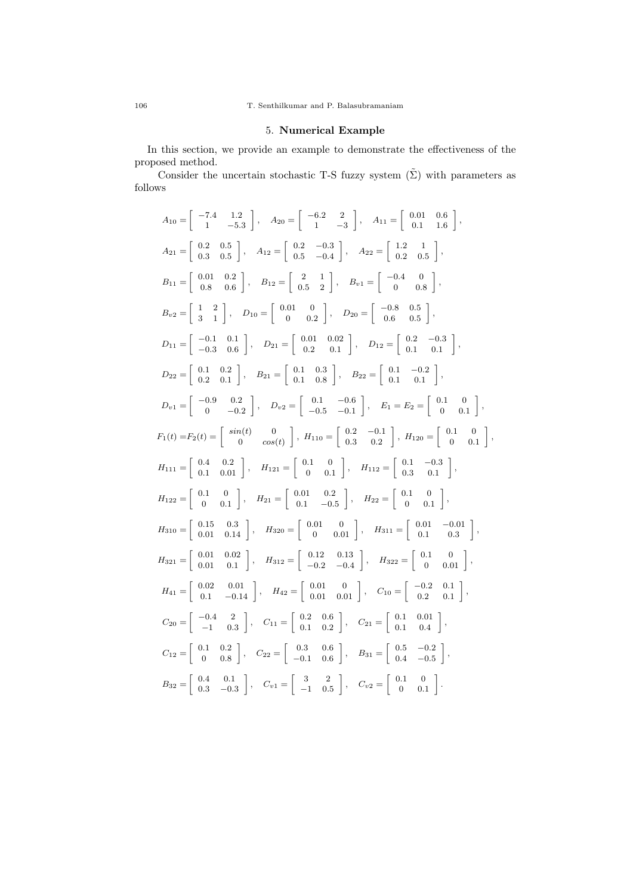## 5. Numerical Example

In this section, we provide an example to demonstrate the effectiveness of the proposed method.

Consider the uncertain stochastic T-S fuzzy system $(\tilde{\Sigma})$ with parameters as follows

$$
A_{10} = \begin{bmatrix} -7.4 & 1.2 \\ 1 & -5.3 \end{bmatrix}, \quad A_{20} = \begin{bmatrix} -6.2 & 2 \\ 1 & -3 \end{bmatrix}, \quad A_{11} = \begin{bmatrix} 0.01 & 0.6 \\ 0.1 & 1.6 \end{bmatrix},
$$

$$
A_{21} = \begin{bmatrix} 0.2 & 0.5 \\ 0.3 & 0.5 \end{bmatrix}, \quad A_{12} = \begin{bmatrix} 0.2 & -0.3 \\ 0.5 & -0.4 \end{bmatrix}, \quad A_{22} = \begin{bmatrix} 1.2 & 1 \\ 0.2 & 0.5 \end{bmatrix},
$$

$$
B_{11} = \begin{bmatrix} 0.01 & 0.2 \\ 0.8 & 0.6 \end{bmatrix}, \quad B_{12} = \begin{bmatrix} 2 & 1 \\ 0.5 & 2 \end{bmatrix}, \quad B_{v1} = \begin{bmatrix} -0.4 & 0 \\ 0 & 0.8 \end{bmatrix},
$$

$$
B_{v2} = \begin{bmatrix} 1 & 2 \\ 3 & 1 \end{bmatrix}, \quad D_{10} = \begin{bmatrix} 0.01 & 0 \\ 0 & 0.2 \end{bmatrix}, \quad D_{20} = \begin{bmatrix} -0.8 & 0.5 \\ 0.6 & 0.5 \end{bmatrix},
$$

$$
D_{11} = \begin{bmatrix} -0.1 & 0.1 \\ -0.3 & 0.6 \end{bmatrix}, \quad D_{21} = \begin{bmatrix} 0.01 & 0.02 \\ 0.2 & 0.1 \end{bmatrix}, \quad D_{12} = \begin{bmatrix} 0.2 & -0.3 \\ 0.1 & 0.1 \end{bmatrix},
$$

$$
D_{22} = \begin{bmatrix} 0.1 & 0.2 \\ 0.2 & 0.1 \end{bmatrix}, \quad B_{21} = \begin{bmatrix} 0.1 & 0.3 \\ 0.1 & 0.8 \end{bmatrix}, \quad B_{22} = \begin{bmatrix} 0.1 & -0.2 \\ 0.1 & 0.1 \end{bmatrix},
$$

$$
D_{v1} = \begin{bmatrix} -0.9 & 0.2 \\ 0 & -0.2 \end{bmatrix}, \quad D_{v2} = \begin{bmatrix} 0.1 & -0.6 \\ -0.5 & -0.1 \end{bmatrix}, \quad E_1 = E_2 = \begin{bmatrix} 0.1 & 0 \\ 0 & 0.1 \end{bmatrix},
$$

$$
F_1(t) = F_2(t) = \begin{bmatrix} sin(t) & 0 \\ 0 & cos(t) \end{bmatrix}, \; H_{110} = \begin{bmatrix} 0.2 & -0.1 \\ 0.3 & 0.2 \end{bmatrix}, \; H_{120} = \begin{bmatrix} 0.1 & 0 \\ 0 & 0.1 \end{bmatrix},
$$

$$
H_{111} = \begin{bmatrix} 0.4 & 0.2 \\ 0.1 & 0.01 \end{bmatrix}, \quad H_{121} = \begin{bmatrix} 0.1 & 0 \\ 0 & 0.1 \end{bmatrix}, \quad H_{112} = \begin{bmatrix} 0.1 & -0.3 \\ 0.3 & 0.1 \end{bmatrix},
$$

$$
H_{122} = \begin{bmatrix} 0.1 & 0 \\ 0 & 0.1 \end{bmatrix}, \quad H_{21} = \begin{bmatrix} 0.01 & 0.2 \\ 0.1 & -0.5 \end{bmatrix}, \quad H_{22} = \begin{bmatrix} 0.1 & 0 \\ 0 & 0.1 \end{bmatrix},
$$

$$
H_{310} = \begin{bmatrix} 0.15 & 0.3 \\ 0.01 & 0.14 \end{bmatrix}, \quad H_{320} = \begin{bmatrix} 0.01 & 0 \\ 0 & 0.01 \end{bmatrix}, \quad H_{311} = \begin{bmatrix} 0.01 & -0.01 \\ 0.1 & 0.3 \end{bmatrix},
$$

$$
H_{321} = \begin{bmatrix} 0.01 & 0.02 \\ 0.01 & 0.1 \end{bmatrix}, \quad H_{312} = \begin{bmatrix} 0.12 & 0.13 \\ -0.2 & -0.4 \end{bmatrix}, \quad H_{322} = \begin{bmatrix} 0.1 & 0 \\ 0 & 0.01 \end{bmatrix},
$$

$$
H_{41} = \begin{bmatrix} 0.02 & 0.01 \\ 0.1 & -0.14 \end{bmatrix}, \quad H_{42} = \begin{bmatrix} 0.01 & 0 \\ 0.01 & 0.01 \end{bmatrix}, \quad C_{10} = \begin{bmatrix} -0.2 & 0.1 \\ 0.2 & 0.1 \end{bmatrix},
$$

$$
C_{20} = \begin{bmatrix} -0.4 & 2 \\ -1 & 0.3 \end{bmatrix}, \quad C_{11} = \begin{bmatrix} 0.2 & 0.6 \\ 0.1 & 0.2 \end{bmatrix}, \quad C_{21} = \begin{bmatrix} 0.1 & 0.01 \\ 0.1 & 0.4 \end{bmatrix},
$$

$$
C_{12} = \begin{bmatrix} 0.1 & 0.2 \\ 0 & 0.8 \end{bmatrix}, \quad C_{22} = \begin{bmatrix} 0.3 & 0.6 \\ -0.1 & 0.6 \end{bmatrix}, \quad B_{31} = \begin{bmatrix} 0.5 & -0.2 \\ 0.4 & -0.5 \end{bmatrix},
$$

$$
B_{32} = \begin{bmatrix} 0.4 & 0.1 \\ 0.3 & -0.3 \end{bmatrix}, \quad C_{v1} = \begin{bmatrix} 3 & 2 \\ -1 & 0.5 \end{bmatrix}, \quad C_{v2} = \begin{bmatrix} 0.1 & 0 \\ 0 & 0.1 \end{bmatrix}.
$$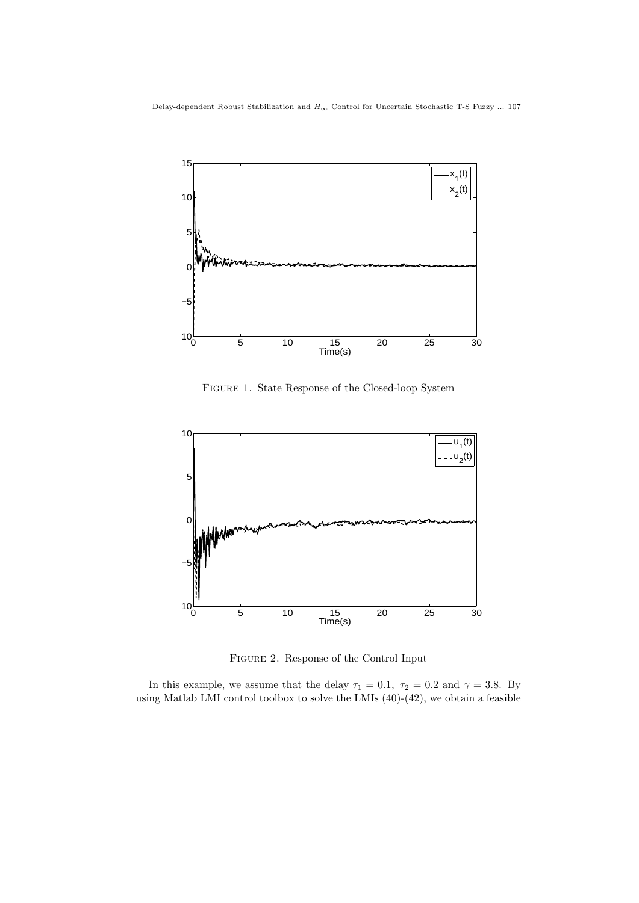FIGURE 1. State Response of the Closed-loop System

FIGURE 2. Response of the Control Input

In this example, we assume that the delay $\tau_1 = 0.1,\ \tau_2 = 0.2$ and $\gamma = 3.8$. By using Matlab LMI control toolbox to solve the LMIs (40)-(42), we obtain a feasible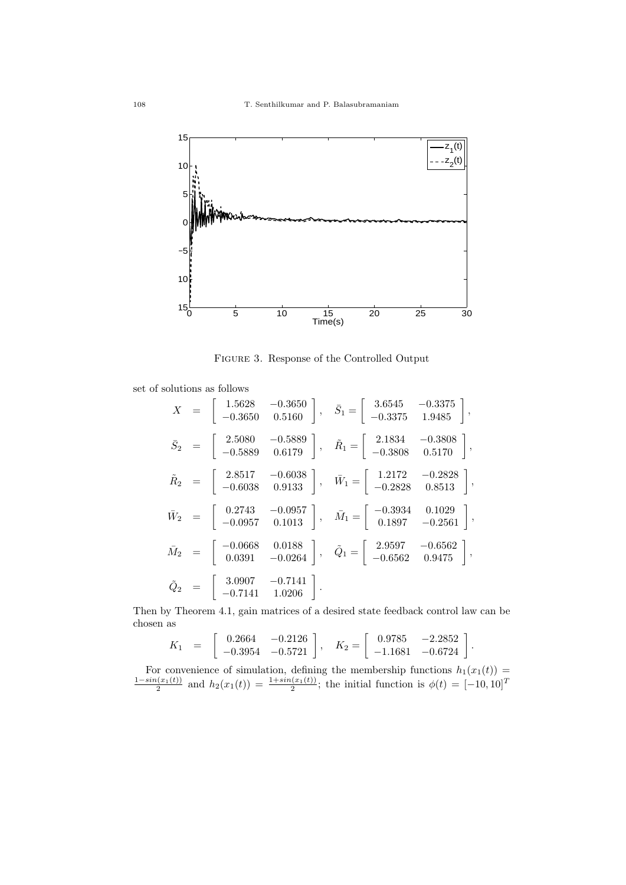FIGURE 3. Response of the Controlled Output

set of solutions as follows

$$X = \begin{bmatrix} 1.5628 & -0.3650 \\ -0.3650 & 0.5160 \end{bmatrix}, \quad \bar{S}_1 = \begin{bmatrix} 3.6545 & -0.3375 \\ -0.3375 & 1.9485 \end{bmatrix},$$

$$\bar{S}_2 = \begin{bmatrix} 2.5080 & -0.5889 \\ -0.5889 & 0.6179 \end{bmatrix}, \quad \tilde{R}_1 = \begin{bmatrix} 2.1834 & -0.3808 \\ -0.3808 & 0.5170 \end{bmatrix},$$

$$\tilde{R}_2 = \begin{bmatrix} 2.8517 & -0.6038 \\ -0.6038 & 0.9133 \end{bmatrix}, \quad \bar{W}_1 = \begin{bmatrix} 1.2172 & -0.2828 \\ -0.2828 & 0.8513 \end{bmatrix},$$

$$\bar{W}_2 = \begin{bmatrix} 0.2743 & -0.0957 \\ -0.0957 & 0.1013 \end{bmatrix}, \quad \bar{M}_1 = \begin{bmatrix} -0.3934 & 0.1029 \\ 0.1897 & -0.2561 \end{bmatrix},$$

$$\bar{M}_2 = \begin{bmatrix} -0.0668 & 0.0188 \\ 0.0391 & -0.0264 \end{bmatrix}, \quad \tilde{Q}_1 = \begin{bmatrix} 2.9597 & -0.6562 \\ -0.6562 & 0.9475 \end{bmatrix},$$

$$\tilde{Q}_2 = \begin{bmatrix} 3.0907 & -0.7141 \\ -0.7141 & 1.0206 \end{bmatrix}.$$

Then by Theorem 4.1, gain matrices of a desired state feedback control law can be chosen as

$$K_1 = \begin{bmatrix} 0.2664 & -0.2126 \\ -0.3954 & -0.5721 \end{bmatrix}, \quad K_2 = \begin{bmatrix} 0.9785 & -2.2852 \\ -1.1681 & -0.6724 \end{bmatrix}.$$

For convenience of simulation, defining the membership functions $h_1(x_1(t)) = \frac{1-sin(x_1(t))}{2}$ and $h_2(x_1(t)) = \frac{1+sin(x_1(t))}{2}$; the initial function is $\phi(t) = [-10, 10]^T$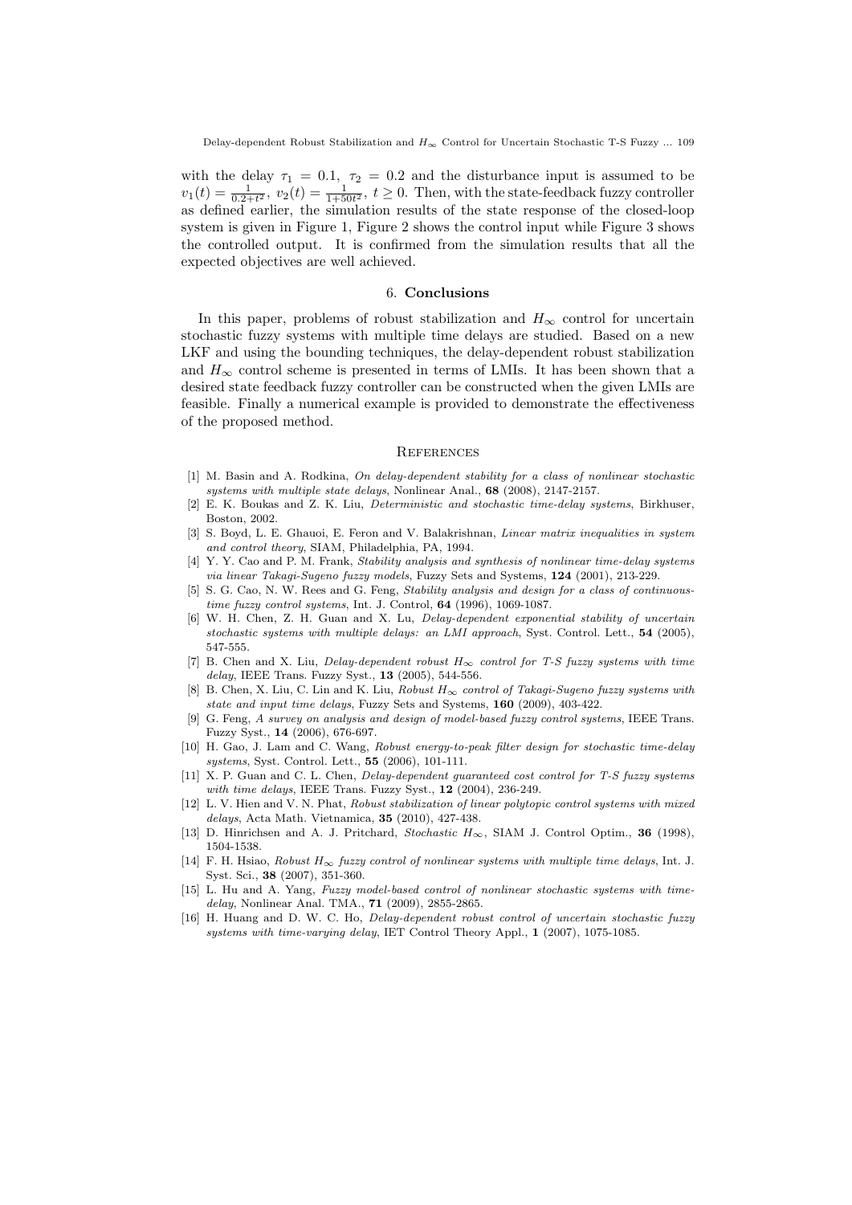with the delay $\tau_1 = 0.1$, $\tau_2 = 0.2$ and the disturbance input is assumed to be $v_1(t) = \frac{1}{0.2+t^2}$, $v_2(t) = \frac{1}{1+50t^2}$, $t \geq 0$. Then, with the state-feedback fuzzy controller as defined earlier, the simulation results of the state response of the closed-loop system is given in Figure 1, Figure 2 shows the control input while Figure 3 shows the controlled output. It is confirmed from the simulation results that all the expected objectives are well achieved.

## 6. Conclusions

In this paper, problems of robust stabilization and $H_\infty$ control for uncertain stochastic fuzzy systems with multiple time delays are studied. Based on a new LKF and using the bounding techniques, the delay-dependent robust stabilization and $H_\infty$ control scheme is presented in terms of LMIs. It has been shown that a desired state feedback fuzzy controller can be constructed when the given LMIs are feasible. Finally a numerical example is provided to demonstrate the effectiveness of the proposed method.

## References

[1] M. Basin and A. Rodkina, *On delay-dependent stability for a class of nonlinear stochastic systems with multiple state delays*, Nonlinear Anal., **68** (2008), 2147-2157.

[2] E. K. Boukas and Z. K. Liu, *Deterministic and stochastic time-delay systems*, Birkhuser, Boston, 2002.

[3] S. Boyd, L. E. Ghauoi, E. Feron and V. Balakrishnan, *Linear matrix inequalities in system and control theory*, SIAM, Philadelphia, PA, 1994.

[4] Y. Y. Cao and P. M. Frank, *Stability analysis and synthesis of nonlinear time-delay systems via linear Takagi-Sugeno fuzzy models*, Fuzzy Sets and Systems, **124** (2001), 213-229.

[5] S. G. Cao, N. W. Rees and G. Feng, *Stability analysis and design for a class of continuous-time fuzzy control systems*, Int. J. Control, **64** (1996), 1069-1087.

[6] W. H. Chen, Z. H. Guan and X. Lu, *Delay-dependent exponential stability of uncertain stochastic systems with multiple delays: an LMI approach*, Syst. Control. Lett., **54** (2005), 547-555.

[7] B. Chen and X. Liu, *Delay-dependent robust $H_\infty$ control for T-S fuzzy systems with time delay*, IEEE Trans. Fuzzy Syst., **13** (2005), 544-556.

[8] B. Chen, X. Liu, C. Lin and K. Liu, *Robust $H_\infty$ control of Takagi-Sugeno fuzzy systems with state and input time delays*, Fuzzy Sets and Systems, **160** (2009), 403-422.

[9] G. Feng, *A survey on analysis and design of model-based fuzzy control systems*, IEEE Trans. Fuzzy Syst., **14** (2006), 676-697.

[10] H. Gao, J. Lam and C. Wang, *Robust energy-to-peak filter design for stochastic time-delay systems*, Syst. Control. Lett., **55** (2006), 101-111.

[11] X. P. Guan and C. L. Chen, *Delay-dependent guaranteed cost control for T-S fuzzy systems with time delays*, IEEE Trans. Fuzzy Syst., **12** (2004), 236-249.

[12] L. V. Hien and V. N. Phat, *Robust stabilization of linear polytopic control systems with mixed delays*, Acta Math. Vietnamica, **35** (2010), 427-438.

[13] D. Hinrichsen and A. J. Pritchard, *Stochastic $H_\infty$*, SIAM J. Control Optim., **36** (1998), 1504-1538.

[14] F. H. Hsiao, *Robust $H_\infty$ fuzzy control of nonlinear systems with multiple time delays*, Int. J. Syst. Sci., **38** (2007), 351-360.

[15] L. Hu and A. Yang, *Fuzzy model-based control of nonlinear stochastic systems with time-delay*, Nonlinear Anal. TMA., **71** (2009), 2855-2865.

[16] H. Huang and D. W. C. Ho, *Delay-dependent robust control of uncertain stochastic fuzzy systems with time-varying delay*, IET Control Theory Appl., **1** (2007), 1075-1085.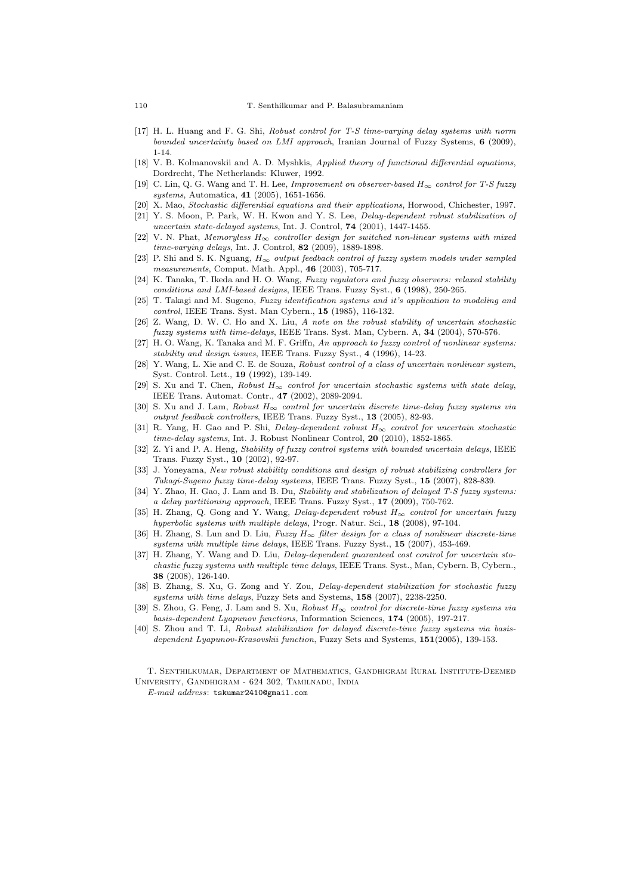[17] H. L. Huang and F. G. Shi, *Robust control for T-S time-varying delay systems with norm bounded uncertainty based on LMI approach*, Iranian Journal of Fuzzy Systems, **6** (2009), 1-14.

[18] V. B. Kolmanovskii and A. D. Myshkis, *Applied theory of functional differential equations*, Dordrecht, The Netherlands: Kluwer, 1992.

[19] C. Lin, Q. G. Wang and T. H. Lee, *Improvement on observer-based $H_\infty$ control for T-S fuzzy systems*, Automatica, **41** (2005), 1651-1656.

[20] X. Mao, *Stochastic differential equations and their applications*, Horwood, Chichester, 1997.

[21] Y. S. Moon, P. Park, W. H. Kwon and Y. S. Lee, *Delay-dependent robust stabilization of uncertain state-delayed systems*, Int. J. Control, **74** (2001), 1447-1455.

[22] V. N. Phat, *Memoryless $H_\infty$ controller design for switched non-linear systems with mixed time-varying delays*, Int. J. Control, **82** (2009), 1889-1898.

[23] P. Shi and S. K. Nguang, *$H_\infty$ output feedback control of fuzzy system models under sampled measurements*, Comput. Math. Appl., **46** (2003), 705-717.

[24] K. Tanaka, T. Ikeda and H. O. Wang, *Fuzzy regulators and fuzzy observers: relaxed stability conditions and LMI-based designs*, IEEE Trans. Fuzzy Syst., **6** (1998), 250-265.

[25] T. Takagi and M. Sugeno, *Fuzzy identification systems and it's application to modeling and control*, IEEE Trans. Syst. Man Cybern., **15** (1985), 116-132.

[26] Z. Wang, D. W. C. Ho and X. Liu, *A note on the robust stability of uncertain stochastic fuzzy systems with time-delays*, IEEE Trans. Syst. Man, Cybern. A, **34** (2004), 570-576.

[27] H. O. Wang, K. Tanaka and M. F. Griffn, *An approach to fuzzy control of nonlinear systems: stability and design issues*, IEEE Trans. Fuzzy Syst., **4** (1996), 14-23.

[28] Y. Wang, L. Xie and C. E. de Souza, *Robust control of a class of uncertain nonlinear system*, Syst. Control. Lett., **19** (1992), 139-149.

[29] S. Xu and T. Chen, *Robust $H_\infty$ control for uncertain stochastic systems with state delay*, IEEE Trans. Automat. Contr., **47** (2002), 2089-2094.

[30] S. Xu and J. Lam, *Robust $H_\infty$ control for uncertain discrete time-delay fuzzy systems via output feedback controllers*, IEEE Trans. Fuzzy Syst., **13** (2005), 82-93.

[31] R. Yang, H. Gao and P. Shi, *Delay-dependent robust $H_\infty$ control for uncertain stochastic time-delay systems*, Int. J. Robust Nonlinear Control, **20** (2010), 1852-1865.

[32] Z. Yi and P. A. Heng, *Stability of fuzzy control systems with bounded uncertain delays*, IEEE Trans. Fuzzy Syst., **10** (2002), 92-97.

[33] J. Yoneyama, *New robust stability conditions and design of robust stabilizing controllers for Takagi-Sugeno fuzzy time-delay systems*, IEEE Trans. Fuzzy Syst., **15** (2007), 828-839.

[34] Y. Zhao, H. Gao, J. Lam and B. Du, *Stability and stabilization of delayed T-S fuzzy systems: a delay partitioning approach*, IEEE Trans. Fuzzy Syst., **17** (2009), 750-762.

[35] H. Zhang, Q. Gong and Y. Wang, *Delay-dependent robust $H_\infty$ control for uncertain fuzzy hyperbolic systems with multiple delays*, Progr. Natur. Sci., **18** (2008), 97-104.

[36] H. Zhang, S. Lun and D. Liu, *Fuzzy $H_\infty$ filter design for a class of nonlinear discrete-time systems with multiple time delays*, IEEE Trans. Fuzzy Syst., **15** (2007), 453-469.

[37] H. Zhang, Y. Wang and D. Liu, *Delay-dependent guaranteed cost control for uncertain stochastic fuzzy systems with multiple time delays*, IEEE Trans. Syst., Man, Cybern. B, Cybern., **38** (2008), 126-140.

[38] B. Zhang, S. Xu, G. Zong and Y. Zou, *Delay-dependent stabilization for stochastic fuzzy systems with time delays*, Fuzzy Sets and Systems, **158** (2007), 2238-2250.

[39] S. Zhou, G. Feng, J. Lam and S. Xu, *Robust $H_\infty$ control for discrete-time fuzzy systems via basis-dependent Lyapunov functions*, Information Sciences, **174** (2005), 197-217.

[40] S. Zhou and T. Li, *Robust stabilization for delayed discrete-time fuzzy systems via basis-dependent Lyapunov-Krasovskii function*, Fuzzy Sets and Systems, **151**(2005), 139-153.

T. Senthilkumar, Department of Mathematics, Gandhigram Rural Institute-Deemed University, Gandhigram - 624 302, Tamilnadu, India

*E-mail address*: tskumar2410@gmail.com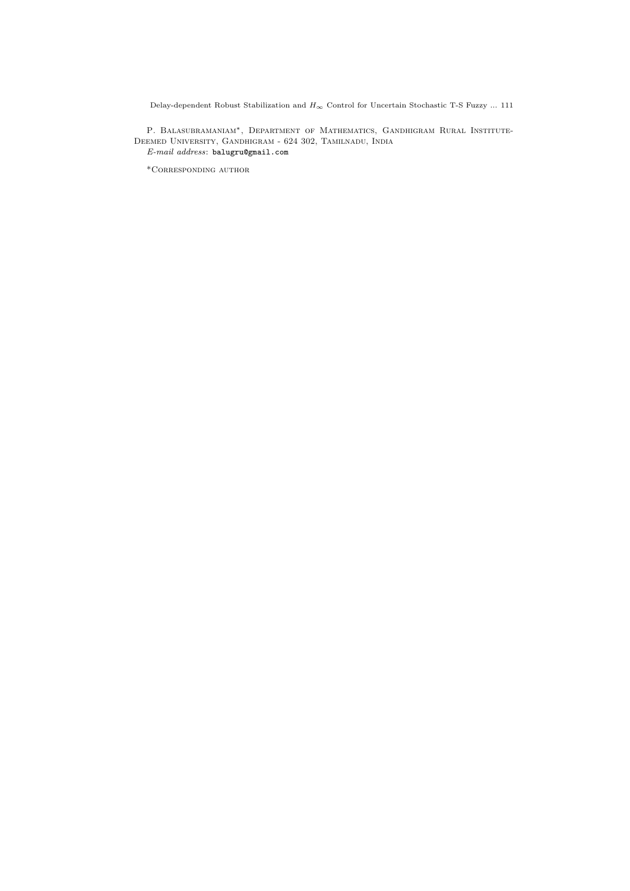P. Balasubramaniam*, Department of Mathematics, Gandhigram Rural Institute-Deemed University, Gandhigram - 624 302, Tamilnadu, India

*E-mail address*: balugru@gmail.com

*Corresponding author